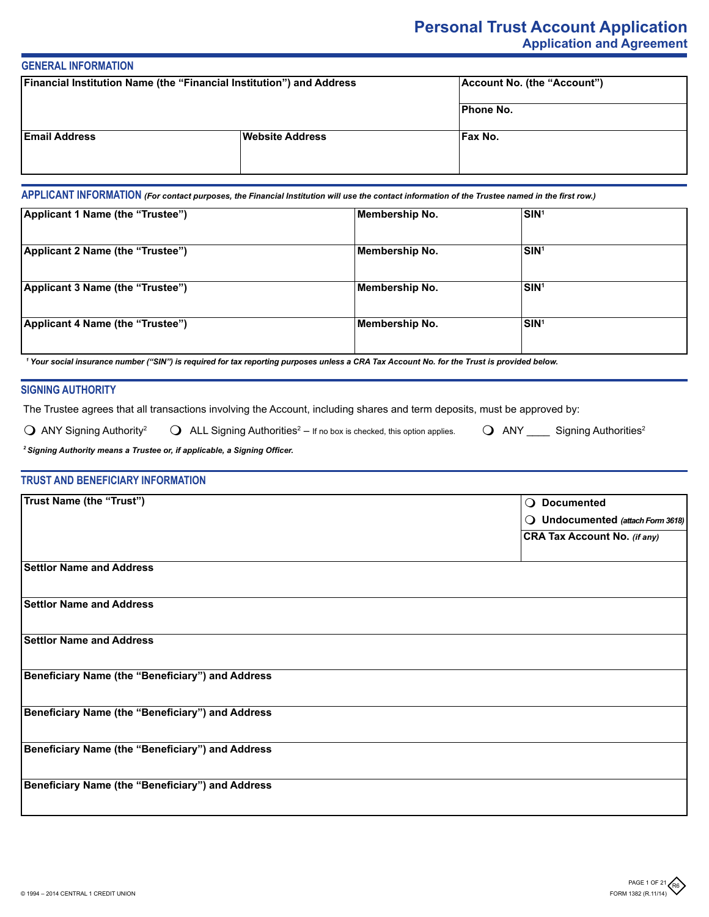# Personal Trust Account Application

## Application and Agreement

### GENERAL INFORMATION

| Financial Institution Name (the "Financial Institution") and Address | | Account No. (the "Account") |
|---|---|---|
| | | Phone No. |
| Email Address | Website Address | Fax No. |

### APPLICANT INFORMATION *(For contact purposes, the Financial Institution will use the contact information of the Trustee named in the first row.)*

| Applicant 1 Name (the "Trustee") | Membership No. | SIN[1] |
|---|---|---|
| Applicant 2 Name (the "Trustee") | Membership No. | SIN[1] |
| Applicant 3 Name (the "Trustee") | Membership No. | SIN[1] |
| Applicant 4 Name (the "Trustee") | Membership No. | SIN[1] |

*[1] Your social insurance number ("SIN") is required for tax reporting purposes unless a CRA Tax Account No. for the Trust is provided below.*

### SIGNING AUTHORITY

The Trustee agrees that all transactions involving the Account, including shares and term deposits, must be approved by:

- ❍ ANY Signing Authority[2]
- ❍ ALL Signing Authorities[2] – If no box is checked, this option applies.
- ❍ ANY ____ Signing Authorities[2]

*[2] Signing Authority means a Trustee or, if applicable, a Signing Officer.*

### TRUST AND BENEFICIARY INFORMATION

| Trust Name (the "Trust") | ❍ Documented<br>❍ Undocumented *(attach Form 3618)*<br>CRA Tax Account No. *(if any)* |
|---|---|
| Settlor Name and Address | |
| Settlor Name and Address | |
| Settlor Name and Address | |
| Beneficiary Name (the "Beneficiary") and Address | |
| Beneficiary Name (the "Beneficiary") and Address | |
| Beneficiary Name (the "Beneficiary") and Address | |
| Beneficiary Name (the "Beneficiary") and Address | |

© 1994 – 2014 CENTRAL 1 CREDIT UNION

FORM 1382 (R.11/14)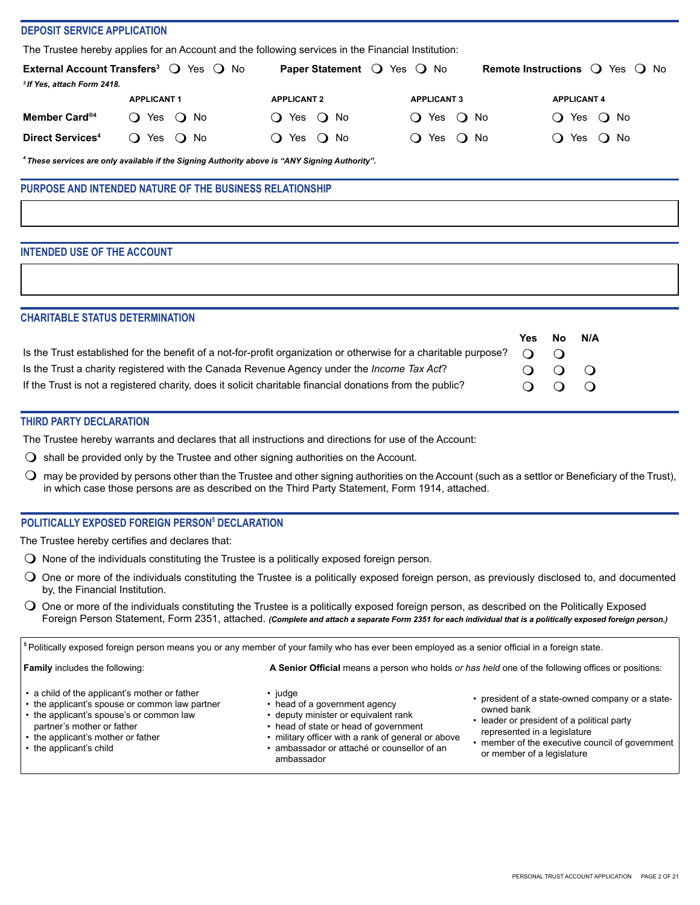## DEPOSIT SERVICE APPLICATION

The Trustee hereby applies for an Account and the following services in the Financial Institution:

**External Account Transfers**[3] ❍ Yes ❍ No  **Paper Statement** ❍ Yes ❍ No  **Remote Instructions** ❍ Yes ❍ No

*[3] If Yes, attach Form 2418.*

| | APPLICANT 1 | APPLICANT 2 | APPLICANT 3 | APPLICANT 4 |
|---|---|---|---|---|
| **Member Card®**[4] | ❍ Yes ❍ No | ❍ Yes ❍ No | ❍ Yes ❍ No | ❍ Yes ❍ No |
| **Direct Services**[4] | ❍ Yes ❍ No | ❍ Yes ❍ No | ❍ Yes ❍ No | ❍ Yes ❍ No |

*[4] These services are only available if the Signing Authority above is "ANY Signing Authority".*

## PURPOSE AND INTENDED NATURE OF THE BUSINESS RELATIONSHIP

## INTENDED USE OF THE ACCOUNT

## CHARITABLE STATUS DETERMINATION

| | Yes | No | N/A |
|---|---|---|---|
| Is the Trust established for the benefit of a not-for-profit organization or otherwise for a charitable purpose? | ❍ | ❍ | |
| Is the Trust a charity registered with the Canada Revenue Agency under the *Income Tax Act*? | ❍ | ❍ | ❍ |
| If the Trust is not a registered charity, does it solicit charitable financial donations from the public? | ❍ | ❍ | ❍ |

## THIRD PARTY DECLARATION

The Trustee hereby warrants and declares that all instructions and directions for use of the Account:

- ❍ shall be provided only by the Trustee and other signing authorities on the Account.
- ❍ may be provided by persons other than the Trustee and other signing authorities on the Account (such as a settlor or Beneficiary of the Trust), in which case those persons are as described on the Third Party Statement, Form 1914, attached.

## POLITICALLY EXPOSED FOREIGN PERSON[5] DECLARATION

The Trustee hereby certifies and declares that:

- ❍ None of the individuals constituting the Trustee is a politically exposed foreign person.
- ❍ One or more of the individuals constituting the Trustee is a politically exposed foreign person, as previously disclosed to, and documented by, the Financial Institution.
- ❍ One or more of the individuals constituting the Trustee is a politically exposed foreign person, as described on the Politically Exposed Foreign Person Statement, Form 2351, attached. ***(Complete and attach a separate Form 2351 for each individual that is a politically exposed foreign person.)***

[5] Politically exposed foreign person means you or any member of your family who has ever been employed as a senior official in a foreign state.

**Family** includes the following:

- a child of the applicant's mother or father
- the applicant's spouse or common law partner
- the applicant's spouse's or common law partner's mother or father
- the applicant's mother or father
- the applicant's child

**A Senior Official** means a person who holds *or has held* one of the following offices or positions:

- judge
- head of a government agency
- deputy minister or equivalent rank
- head of state or head of government
- military officer with a rank of general or above
- ambassador or attaché or counsellor of an ambassador
- president of a state-owned company or a state-owned bank
- leader or president of a political party represented in a legislature
- member of the executive council of government or member of a legislature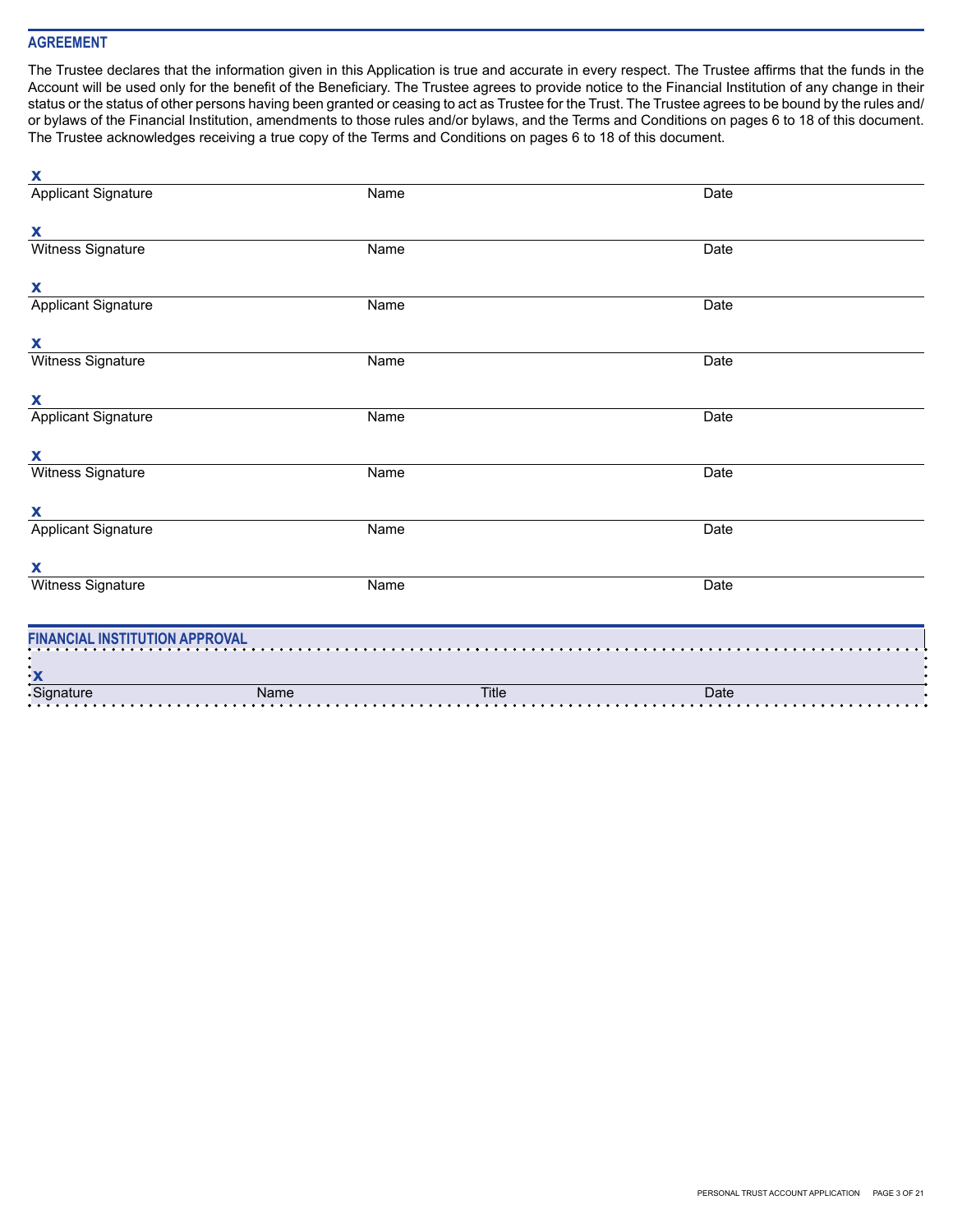## AGREEMENT

The Trustee declares that the information given in this Application is true and accurate in every respect. The Trustee affirms that the funds in the Account will be used only for the benefit of the Beneficiary. The Trustee agrees to provide notice to the Financial Institution of any change in their status or the status of other persons having been granted or ceasing to act as Trustee for the Trust. The Trustee agrees to be bound by the rules and/or bylaws of the Financial Institution, amendments to those rules and/or bylaws, and the Terms and Conditions on pages 6 to 18 of this document. The Trustee acknowledges receiving a true copy of the Terms and Conditions on pages 6 to 18 of this document.

| x | | |
|---|---|---|
| Applicant Signature | Name | Date |
| x | | |
| Witness Signature | Name | Date |
| x | | |
| Applicant Signature | Name | Date |
| x | | |
| Witness Signature | Name | Date |
| x | | |
| Applicant Signature | Name | Date |
| x | | |
| Witness Signature | Name | Date |
| x | | |
| Applicant Signature | Name | Date |
| x | | |
| Witness Signature | Name | Date |

## FINANCIAL INSTITUTION APPROVAL

| x | | | |
|---|---|---|---|
| Signature | Name | Title | Date |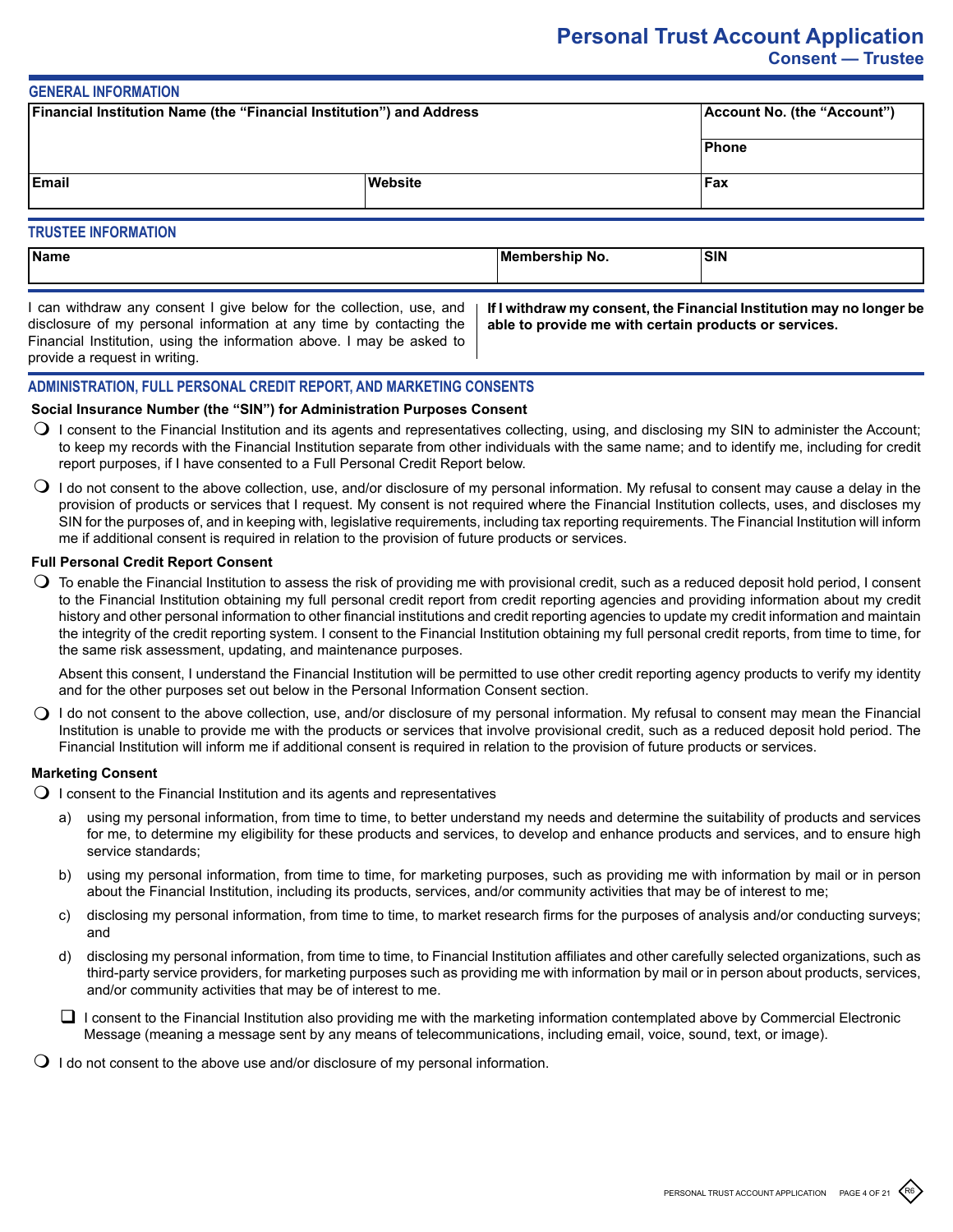# Personal Trust Account Application

## Consent — Trustee

### GENERAL INFORMATION

| Financial Institution Name (the "Financial Institution") and Address | | Account No. (the "Account") |
|---|---|---|
| | | Phone |
| Email | Website | Fax |

### TRUSTEE INFORMATION

| Name | Membership No. | SIN |
|---|---|---|
| | | |

I can withdraw any consent I give below for the collection, use, and disclosure of my personal information at any time by contacting the Financial Institution, using the information above. I may be asked to provide a request in writing.

**If I withdraw my consent, the Financial Institution may no longer be able to provide me with certain products or services.**

### ADMINISTRATION, FULL PERSONAL CREDIT REPORT, AND MARKETING CONSENTS

**Social Insurance Number (the "SIN") for Administration Purposes Consent**

- ○ I consent to the Financial Institution and its agents and representatives collecting, using, and disclosing my SIN to administer the Account; to keep my records with the Financial Institution separate from other individuals with the same name; and to identify me, including for credit report purposes, if I have consented to a Full Personal Credit Report below.
- ○ I do not consent to the above collection, use, and/or disclosure of my personal information. My refusal to consent may cause a delay in the provision of products or services that I request. My consent is not required where the Financial Institution collects, uses, and discloses my SIN for the purposes of, and in keeping with, legislative requirements, including tax reporting requirements. The Financial Institution will inform me if additional consent is required in relation to the provision of future products or services.

**Full Personal Credit Report Consent**

- ○ To enable the Financial Institution to assess the risk of providing me with provisional credit, such as a reduced deposit hold period, I consent to the Financial Institution obtaining my full personal credit report from credit reporting agencies and providing information about my credit history and other personal information to other financial institutions and credit reporting agencies to update my credit information and maintain the integrity of the credit reporting system. I consent to the Financial Institution obtaining my full personal credit reports, from time to time, for the same risk assessment, updating, and maintenance purposes.

  Absent this consent, I understand the Financial Institution will be permitted to use other credit reporting agency products to verify my identity and for the other purposes set out below in the Personal Information Consent section.
- ○ I do not consent to the above collection, use, and/or disclosure of my personal information. My refusal to consent may mean the Financial Institution is unable to provide me with the products or services that involve provisional credit, such as a reduced deposit hold period. The Financial Institution will inform me if additional consent is required in relation to the provision of future products or services.

**Marketing Consent**

- ○ I consent to the Financial Institution and its agents and representatives
  - a) using my personal information, from time to time, to better understand my needs and determine the suitability of products and services for me, to determine my eligibility for these products and services, to develop and enhance products and services, and to ensure high service standards;
  - b) using my personal information, from time to time, for marketing purposes, such as providing me with information by mail or in person about the Financial Institution, including its products, services, and/or community activities that may be of interest to me;
  - c) disclosing my personal information, from time to time, to market research firms for the purposes of analysis and/or conducting surveys; and
  - d) disclosing my personal information, from time to time, to Financial Institution affiliates and other carefully selected organizations, such as third-party service providers, for marketing purposes such as providing me with information by mail or in person about products, services, and/or community activities that may be of interest to me.

  ☐ I consent to the Financial Institution also providing me with the marketing information contemplated above by Commercial Electronic Message (meaning a message sent by any means of telecommunications, including email, voice, sound, text, or image).
- ○ I do not consent to the above use and/or disclosure of my personal information.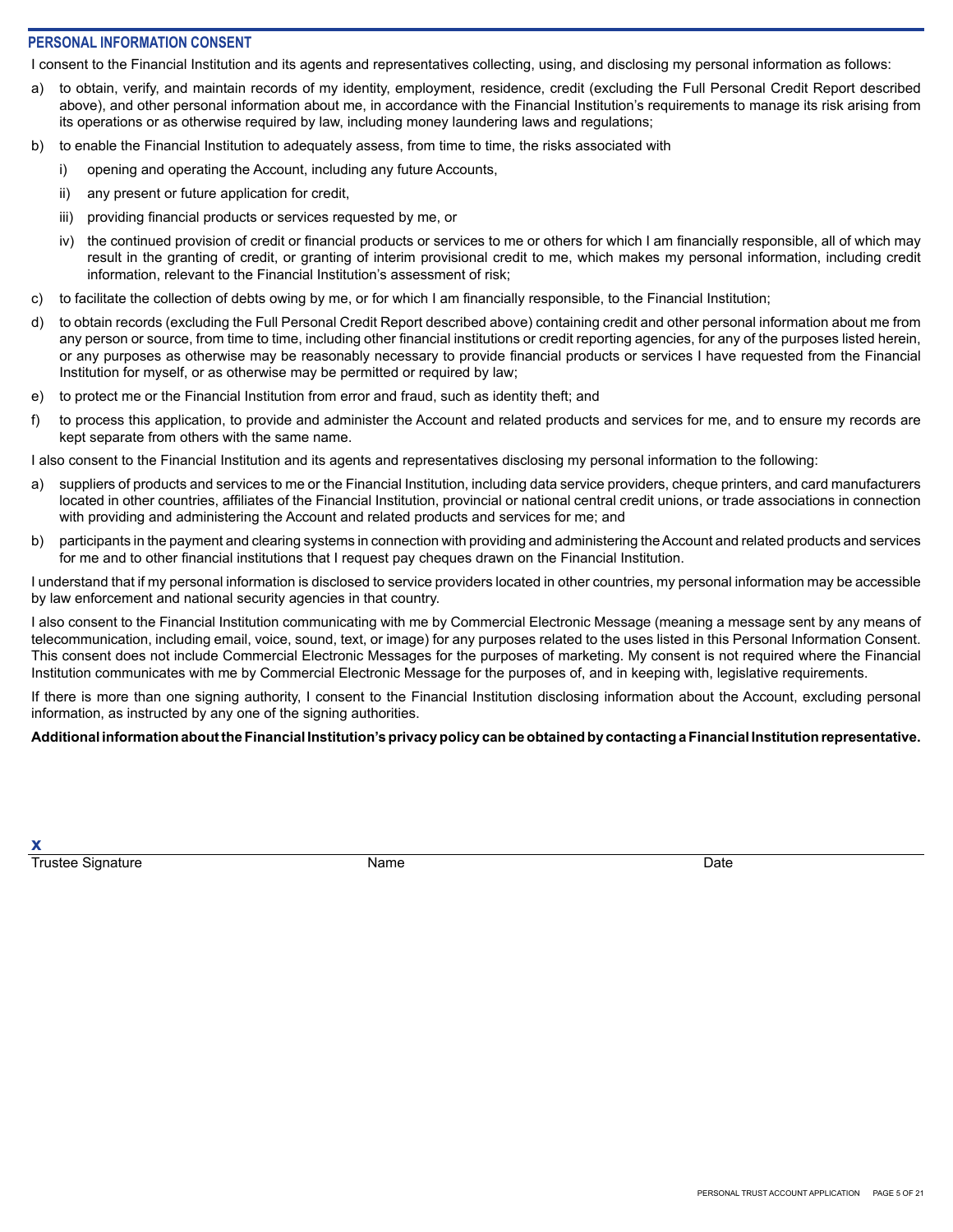## PERSONAL INFORMATION CONSENT

I consent to the Financial Institution and its agents and representatives collecting, using, and disclosing my personal information as follows:

a) to obtain, verify, and maintain records of my identity, employment, residence, credit (excluding the Full Personal Credit Report described above), and other personal information about me, in accordance with the Financial Institution's requirements to manage its risk arising from its operations or as otherwise required by law, including money laundering laws and regulations;

b) to enable the Financial Institution to adequately assess, from time to time, the risks associated with
   i) opening and operating the Account, including any future Accounts,
   ii) any present or future application for credit,
   iii) providing financial products or services requested by me, or
   iv) the continued provision of credit or financial products or services to me or others for which I am financially responsible, all of which may result in the granting of credit, or granting of interim provisional credit to me, which makes my personal information, including credit information, relevant to the Financial Institution's assessment of risk;

c) to facilitate the collection of debts owing by me, or for which I am financially responsible, to the Financial Institution;

d) to obtain records (excluding the Full Personal Credit Report described above) containing credit and other personal information about me from any person or source, from time to time, including other financial institutions or credit reporting agencies, for any of the purposes listed herein, or any purposes as otherwise may be reasonably necessary to provide financial products or services I have requested from the Financial Institution for myself, or as otherwise may be permitted or required by law;

e) to protect me or the Financial Institution from error and fraud, such as identity theft; and

f) to process this application, to provide and administer the Account and related products and services for me, and to ensure my records are kept separate from others with the same name.

I also consent to the Financial Institution and its agents and representatives disclosing my personal information to the following:

a) suppliers of products and services to me or the Financial Institution, including data service providers, cheque printers, and card manufacturers located in other countries, affiliates of the Financial Institution, provincial or national central credit unions, or trade associations in connection with providing and administering the Account and related products and services for me; and

b) participants in the payment and clearing systems in connection with providing and administering the Account and related products and services for me and to other financial institutions that I request pay cheques drawn on the Financial Institution.

I understand that if my personal information is disclosed to service providers located in other countries, my personal information may be accessible by law enforcement and national security agencies in that country.

I also consent to the Financial Institution communicating with me by Commercial Electronic Message (meaning a message sent by any means of telecommunication, including email, voice, sound, text, or image) for any purposes related to the uses listed in this Personal Information Consent. This consent does not include Commercial Electronic Messages for the purposes of marketing. My consent is not required where the Financial Institution communicates with me by Commercial Electronic Message for the purposes of, and in keeping with, legislative requirements.

If there is more than one signing authority, I consent to the Financial Institution disclosing information about the Account, excluding personal information, as instructed by any one of the signing authorities.

**Additional information about the Financial Institution's privacy policy can be obtained by contacting a Financial Institution representative.**

X

| Trustee Signature | Name | Date |
|---|---|---|
| | | |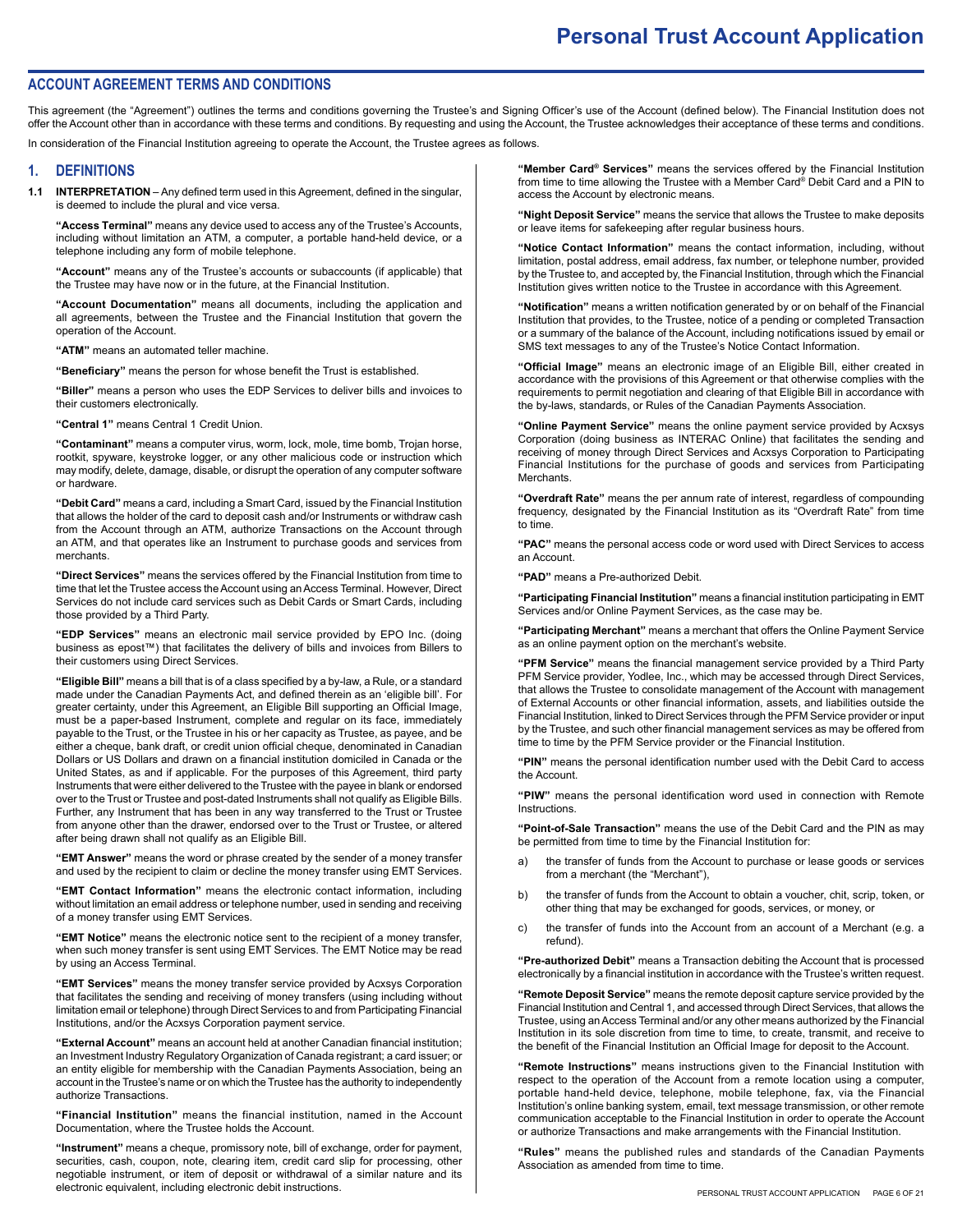# Personal Trust Account Application

## ACCOUNT AGREEMENT TERMS AND CONDITIONS

This agreement (the "Agreement") outlines the terms and conditions governing the Trustee's and Signing Officer's use of the Account (defined below). The Financial Institution does not offer the Account other than in accordance with these terms and conditions. By requesting and using the Account, the Trustee acknowledges their acceptance of these terms and conditions.

In consideration of the Financial Institution agreeing to operate the Account, the Trustee agrees as follows.

## 1. DEFINITIONS

**1.1 INTERPRETATION** – Any defined term used in this Agreement, defined in the singular, is deemed to include the plural and vice versa.

**"Access Terminal"** means any device used to access any of the Trustee's Accounts, including without limitation an ATM, a computer, a portable hand-held device, or a telephone including any form of mobile telephone.

**"Account"** means any of the Trustee's accounts or subaccounts (if applicable) that the Trustee may have now or in the future, at the Financial Institution.

**"Account Documentation"** means all documents, including the application and all agreements, between the Trustee and the Financial Institution that govern the operation of the Account.

**"ATM"** means an automated teller machine.

**"Beneficiary"** means the person for whose benefit the Trust is established.

**"Biller"** means a person who uses the EDP Services to deliver bills and invoices to their customers electronically.

**"Central 1"** means Central 1 Credit Union.

**"Contaminant"** means a computer virus, worm, lock, mole, time bomb, Trojan horse, rootkit, spyware, keystroke logger, or any other malicious code or instruction which may modify, delete, damage, disable, or disrupt the operation of any computer software or hardware.

**"Debit Card"** means a card, including a Smart Card, issued by the Financial Institution that allows the holder of the card to deposit cash and/or Instruments or withdraw cash from the Account through an ATM, authorize Transactions on the Account through an ATM, and that operates like an Instrument to purchase goods and services from merchants.

**"Direct Services"** means the services offered by the Financial Institution from time to time that let the Trustee access the Account using an Access Terminal. However, Direct Services do not include card services such as Debit Cards or Smart Cards, including those provided by a Third Party.

**"EDP Services"** means an electronic mail service provided by EPO Inc. (doing business as epost™) that facilitates the delivery of bills and invoices from Billers to their customers using Direct Services.

**"Eligible Bill"** means a bill that is of a class specified by a by-law, a Rule, or a standard made under the Canadian Payments Act, and defined therein as an 'eligible bill'. For greater certainty, under this Agreement, an Eligible Bill supporting an Official Image, must be a paper-based Instrument, complete and regular on its face, immediately payable to the Trust, or the Trustee in his or her capacity as Trustee, as payee, and be either a cheque, bank draft, or credit union official cheque, denominated in Canadian Dollars or US Dollars and drawn on a financial institution domiciled in Canada or the United States, as and if applicable. For the purposes of this Agreement, third party Instruments that were either delivered to the Trustee with the payee in blank or endorsed over to the Trust or Trustee and post-dated Instruments shall not qualify as Eligible Bills. Further, any Instrument that has been in any way transferred to the Trust or Trustee from anyone other than the drawer, endorsed over to the Trust or Trustee, or altered after being drawn shall not qualify as an Eligible Bill.

**"EMT Answer"** means the word or phrase created by the sender of a money transfer and used by the recipient to claim or decline the money transfer using EMT Services.

**"EMT Contact Information"** means the electronic contact information, including without limitation an email address or telephone number, used in sending and receiving of a money transfer using EMT Services.

**"EMT Notice"** means the electronic notice sent to the recipient of a money transfer, when such money transfer is sent using EMT Services. The EMT Notice may be read by using an Access Terminal.

**"EMT Services"** means the money transfer service provided by Acxsys Corporation that facilitates the sending and receiving of money transfers (using including without limitation email or telephone) through Direct Services to and from Participating Financial Institutions, and/or the Acxsys Corporation payment service.

**"External Account"** means an account held at another Canadian financial institution; an Investment Industry Regulatory Organization of Canada registrant; a card issuer; or an entity eligible for membership with the Canadian Payments Association, being an account in the Trustee's name or on which the Trustee has the authority to independently authorize Transactions.

**"Financial Institution"** means the financial institution, named in the Account Documentation, where the Trustee holds the Account.

**"Instrument"** means a cheque, promissory note, bill of exchange, order for payment, securities, cash, coupon, note, clearing item, credit card slip for processing, other negotiable instrument, or item of deposit or withdrawal of a similar nature and its electronic equivalent, including electronic debit instructions.

**"Member Card® Services"** means the services offered by the Financial Institution from time to time allowing the Trustee with a Member Card® Debit Card and a PIN to access the Account by electronic means.

**"Night Deposit Service"** means the service that allows the Trustee to make deposits or leave items for safekeeping after regular business hours.

**"Notice Contact Information"** means the contact information, including, without limitation, postal address, email address, fax number, or telephone number, provided by the Trustee to, and accepted by, the Financial Institution, through which the Financial Institution gives written notice to the Trustee in accordance with this Agreement.

**"Notification"** means a written notification generated by or on behalf of the Financial Institution that provides, to the Trustee, notice of a pending or completed Transaction or a summary of the balance of the Account, including notifications issued by email or SMS text messages to any of the Trustee's Notice Contact Information.

**"Official Image"** means an electronic image of an Eligible Bill, either created in accordance with the provisions of this Agreement or that otherwise complies with the requirements to permit negotiation and clearing of that Eligible Bill in accordance with the by-laws, standards, or Rules of the Canadian Payments Association.

**"Online Payment Service"** means the online payment service provided by Acxsys Corporation (doing business as INTERAC Online) that facilitates the sending and receiving of money through Direct Services and Acxsys Corporation to Participating Financial Institutions for the purchase of goods and services from Participating Merchants.

**"Overdraft Rate"** means the per annum rate of interest, regardless of compounding frequency, designated by the Financial Institution as its "Overdraft Rate" from time to time.

**"PAC"** means the personal access code or word used with Direct Services to access an Account.

**"PAD"** means a Pre-authorized Debit.

**"Participating Financial Institution"** means a financial institution participating in EMT Services and/or Online Payment Services, as the case may be.

**"Participating Merchant"** means a merchant that offers the Online Payment Service as an online payment option on the merchant's website.

**"PFM Service"** means the financial management service provided by a Third Party PFM Service provider, Yodlee, Inc., which may be accessed through Direct Services, that allows the Trustee to consolidate management of the Account with management of External Accounts or other financial information, assets, and liabilities outside the Financial Institution, linked to Direct Services through the PFM Service provider or input by the Trustee, and such other financial management services as may be offered from time to time by the PFM Service provider or the Financial Institution.

**"PIN"** means the personal identification number used with the Debit Card to access the Account.

**"PIW"** means the personal identification word used in connection with Remote Instructions.

**"Point-of-Sale Transaction"** means the use of the Debit Card and the PIN as may be permitted from time to time by the Financial Institution for:

a) the transfer of funds from the Account to purchase or lease goods or services from a merchant (the "Merchant"),

b) the transfer of funds from the Account to obtain a voucher, chit, scrip, token, or other thing that may be exchanged for goods, services, or money, or

c) the transfer of funds into the Account from an account of a Merchant (e.g. a refund).

**"Pre-authorized Debit"** means a Transaction debiting the Account that is processed electronically by a financial institution in accordance with the Trustee's written request.

**"Remote Deposit Service"** means the remote deposit capture service provided by the Financial Institution and Central 1, and accessed through Direct Services, that allows the Trustee, using an Access Terminal and/or any other means authorized by the Financial Institution in its sole discretion from time to time, to create, transmit, and receive to the benefit of the Financial Institution an Official Image for deposit to the Account.

**"Remote Instructions"** means instructions given to the Financial Institution with respect to the operation of the Account from a remote location using a computer, portable hand-held device, telephone, mobile telephone, fax, via the Financial Institution's online banking system, email, text message transmission, or other remote communication acceptable to the Financial Institution in order to operate the Account or authorize Transactions and make arrangements with the Financial Institution.

**"Rules"** means the published rules and standards of the Canadian Payments Association as amended from time to time.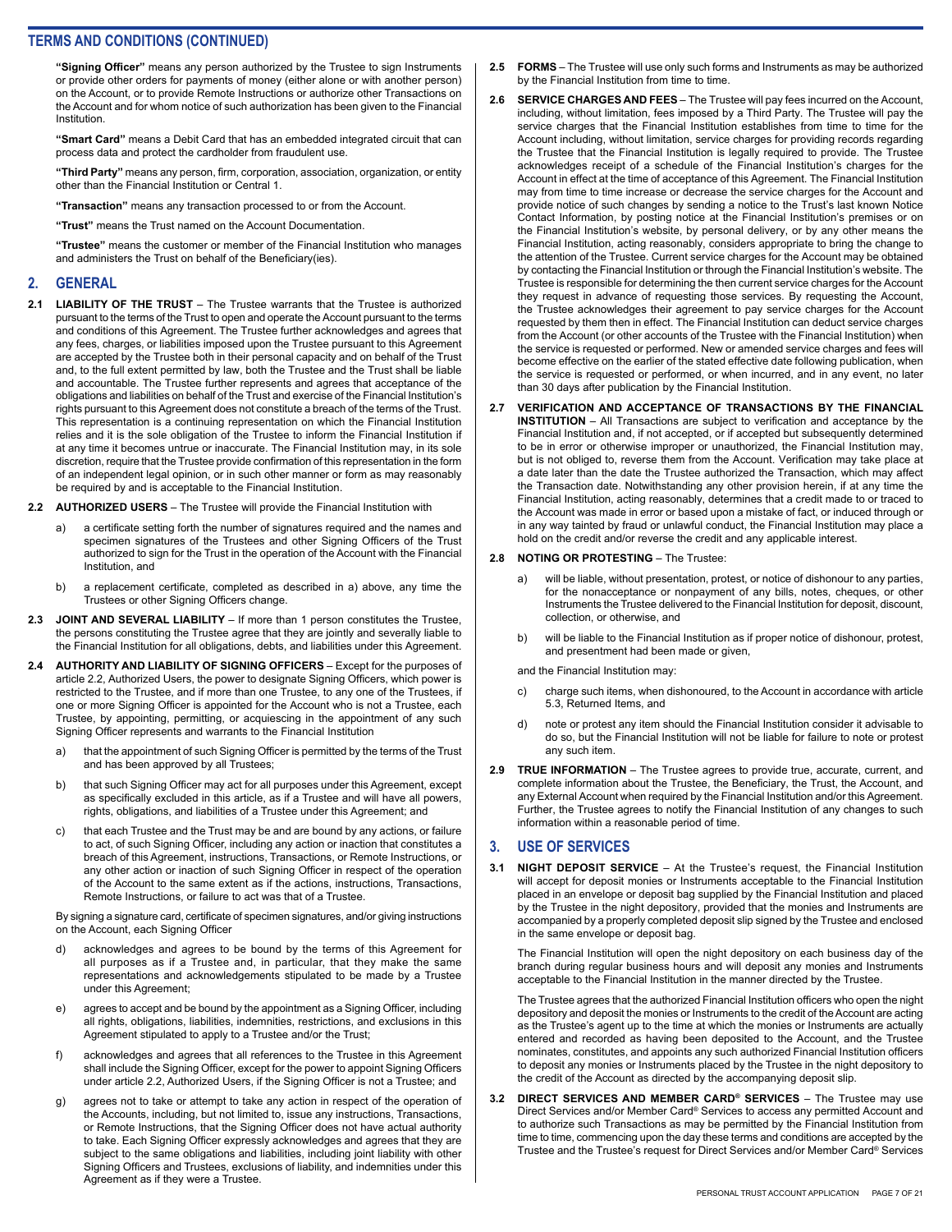## TERMS AND CONDITIONS (CONTINUED)

**"Signing Officer"** means any person authorized by the Trustee to sign Instruments or provide other orders for payments of money (either alone or with another person) on the Account, or to provide Remote Instructions or authorize other Transactions on the Account and for whom notice of such authorization has been given to the Financial Institution.

**"Smart Card"** means a Debit Card that has an embedded integrated circuit that can process data and protect the cardholder from fraudulent use.

**"Third Party"** means any person, firm, corporation, association, organization, or entity other than the Financial Institution or Central 1.

**"Transaction"** means any transaction processed to or from the Account.

**"Trust"** means the Trust named on the Account Documentation.

**"Trustee"** means the customer or member of the Financial Institution who manages and administers the Trust on behalf of the Beneficiary(ies).

## 2. GENERAL

**2.1 LIABILITY OF THE TRUST** – The Trustee warrants that the Trustee is authorized pursuant to the terms of the Trust to open and operate the Account pursuant to the terms and conditions of this Agreement. The Trustee further acknowledges and agrees that any fees, charges, or liabilities imposed upon the Trustee pursuant to this Agreement are accepted by the Trustee both in their personal capacity and on behalf of the Trust and, to the full extent permitted by law, both the Trustee and the Trust shall be liable and accountable. The Trustee further represents and agrees that acceptance of the obligations and liabilities on behalf of the Trust and exercise of the Financial Institution's rights pursuant to this Agreement does not constitute a breach of the terms of the Trust. This representation is a continuing representation on which the Financial Institution relies and it is the sole obligation of the Trustee to inform the Financial Institution if at any time it becomes untrue or inaccurate. The Financial Institution may, in its sole discretion, require that the Trustee provide confirmation of this representation in the form of an independent legal opinion, or in such other manner or form as may reasonably be required by and is acceptable to the Financial Institution.

**2.2 AUTHORIZED USERS** – The Trustee will provide the Financial Institution with

a) a certificate setting forth the number of signatures required and the names and specimen signatures of the Trustees and other Signing Officers of the Trust authorized to sign for the Trust in the operation of the Account with the Financial Institution, and

b) a replacement certificate, completed as described in a) above, any time the Trustees or other Signing Officers change.

**2.3 JOINT AND SEVERAL LIABILITY** – If more than 1 person constitutes the Trustee, the persons constituting the Trustee agree that they are jointly and severally liable to the Financial Institution for all obligations, debts, and liabilities under this Agreement.

**2.4 AUTHORITY AND LIABILITY OF SIGNING OFFICERS** – Except for the purposes of article 2.2, Authorized Users, the power to designate Signing Officers, which power is restricted to the Trustee, and if more than one Trustee, to any one of the Trustees, if one or more Signing Officer is appointed for the Account who is not a Trustee, each Trustee, by appointing, permitting, or acquiescing in the appointment of any such Signing Officer represents and warrants to the Financial Institution

a) that the appointment of such Signing Officer is permitted by the terms of the Trust and has been approved by all Trustees;

b) that such Signing Officer may act for all purposes under this Agreement, except as specifically excluded in this article, as if a Trustee and will have all powers, rights, obligations, and liabilities of a Trustee under this Agreement; and

c) that each Trustee and the Trust may be and are bound by any actions, or failure to act, of such Signing Officer, including any action or inaction that constitutes a breach of this Agreement, instructions, Transactions, or Remote Instructions, or any other action or inaction of such Signing Officer in respect of the operation of the Account to the same extent as if the actions, instructions, Transactions, Remote Instructions, or failure to act was that of a Trustee.

By signing a signature card, certificate of specimen signatures, and/or giving instructions on the Account, each Signing Officer

d) acknowledges and agrees to be bound by the terms of this Agreement for all purposes as if a Trustee and, in particular, that they make the same representations and acknowledgements stipulated to be made by a Trustee under this Agreement;

e) agrees to accept and be bound by the appointment as a Signing Officer, including all rights, obligations, liabilities, indemnities, restrictions, and exclusions in this Agreement stipulated to apply to a Trustee and/or the Trust;

f) acknowledges and agrees that all references to the Trustee in this Agreement shall include the Signing Officer, except for the power to appoint Signing Officers under article 2.2, Authorized Users, if the Signing Officer is not a Trustee; and

g) agrees not to take or attempt to take any action in respect of the operation of the Accounts, including, but not limited to, issue any instructions, Transactions, or Remote Instructions, that the Signing Officer does not have actual authority to take. Each Signing Officer expressly acknowledges and agrees that they are subject to the same obligations and liabilities, including joint liability with other Signing Officers and Trustees, exclusions of liability, and indemnities under this Agreement as if they were a Trustee.

**2.5 FORMS** – The Trustee will use only such forms and Instruments as may be authorized by the Financial Institution from time to time.

**2.6 SERVICE CHARGES AND FEES** – The Trustee will pay fees incurred on the Account, including, without limitation, fees imposed by a Third Party. The Trustee will pay the service charges that the Financial Institution establishes from time to time for the Account including, without limitation, service charges for providing records regarding the Trustee that the Financial Institution is legally required to provide. The Trustee acknowledges receipt of a schedule of the Financial Institution's charges for the Account in effect at the time of acceptance of this Agreement. The Financial Institution may from time to time increase or decrease the service charges for the Account and provide notice of such changes by sending a notice to the Trust's last known Notice Contact Information, by posting notice at the Financial Institution's premises or on the Financial Institution's website, by personal delivery, or by any other means the Financial Institution, acting reasonably, considers appropriate to bring the change to the attention of the Trustee. Current service charges for the Account may be obtained by contacting the Financial Institution or through the Financial Institution's website. The Trustee is responsible for determining the then current service charges for the Account they request in advance of requesting those services. By requesting the Account, the Trustee acknowledges their agreement to pay service charges for the Account requested by them then in effect. The Financial Institution can deduct service charges from the Account (or other accounts of the Trustee with the Financial Institution) when the service is requested or performed. New or amended service charges and fees will become effective on the earlier of the stated effective date following publication, when the service is requested or performed, or when incurred, and in any event, no later than 30 days after publication by the Financial Institution.

**2.7 VERIFICATION AND ACCEPTANCE OF TRANSACTIONS BY THE FINANCIAL INSTITUTION** – All Transactions are subject to verification and acceptance by the Financial Institution and, if not accepted, or if accepted but subsequently determined to be in error or otherwise improper or unauthorized, the Financial Institution may, but is not obliged to, reverse them from the Account. Verification may take place at a date later than the date the Trustee authorized the Transaction, which may affect the Transaction date. Notwithstanding any other provision herein, if at any time the Financial Institution, acting reasonably, determines that a credit made to or traced to the Account was made in error or based upon a mistake of fact, or induced through or in any way tainted by fraud or unlawful conduct, the Financial Institution may place a hold on the credit and/or reverse the credit and any applicable interest.

**2.8 NOTING OR PROTESTING** – The Trustee:

a) will be liable, without presentation, protest, or notice of dishonour to any parties, for the nonacceptance or nonpayment of any bills, notes, cheques, or other Instruments the Trustee delivered to the Financial Institution for deposit, discount, collection, or otherwise, and

b) will be liable to the Financial Institution as if proper notice of dishonour, protest, and presentment had been made or given,

and the Financial Institution may:

c) charge such items, when dishonoured, to the Account in accordance with article 5.3, Returned Items, and

d) note or protest any item should the Financial Institution consider it advisable to do so, but the Financial Institution will not be liable for failure to note or protest any such item.

**2.9 TRUE INFORMATION** – The Trustee agrees to provide true, accurate, current, and complete information about the Trustee, the Beneficiary, the Trust, the Account, and any External Account when required by the Financial Institution and/or this Agreement. Further, the Trustee agrees to notify the Financial Institution of any changes to such information within a reasonable period of time.

## 3. USE OF SERVICES

**3.1 NIGHT DEPOSIT SERVICE** – At the Trustee's request, the Financial Institution will accept for deposit monies or Instruments acceptable to the Financial Institution placed in an envelope or deposit bag supplied by the Financial Institution and placed by the Trustee in the night depository, provided that the monies and Instruments are accompanied by a properly completed deposit slip signed by the Trustee and enclosed in the same envelope or deposit bag.

The Financial Institution will open the night depository on each business day of the branch during regular business hours and will deposit any monies and Instruments acceptable to the Financial Institution in the manner directed by the Trustee.

The Trustee agrees that the authorized Financial Institution officers who open the night depository and deposit the monies or Instruments to the credit of the Account are acting as the Trustee's agent up to the time at which the monies or Instruments are actually entered and recorded as having been deposited to the Account, and the Trustee nominates, constitutes, and appoints any such authorized Financial Institution officers to deposit any monies or Instruments placed by the Trustee in the night depository to the credit of the Account as directed by the accompanying deposit slip.

**3.2 DIRECT SERVICES AND MEMBER CARD® SERVICES** – The Trustee may use Direct Services and/or Member Card® Services to access any permitted Account and to authorize such Transactions as may be permitted by the Financial Institution from time to time, commencing upon the day these terms and conditions are accepted by the Trustee and the Trustee's request for Direct Services and/or Member Card® Services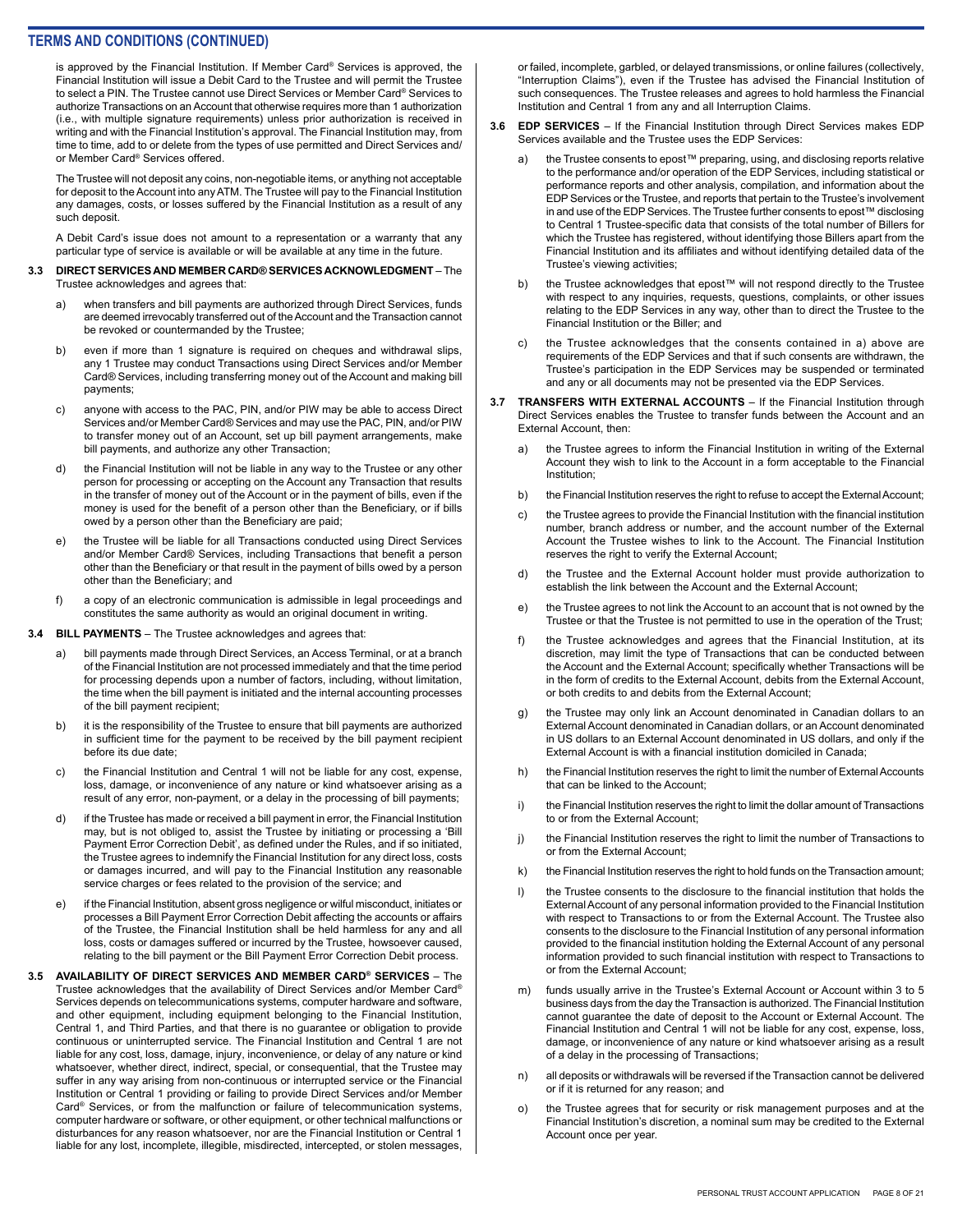## TERMS AND CONDITIONS (CONTINUED)

is approved by the Financial Institution. If Member Card® Services is approved, the Financial Institution will issue a Debit Card to the Trustee and will permit the Trustee to select a PIN. The Trustee cannot use Direct Services or Member Card® Services to authorize Transactions on an Account that otherwise requires more than 1 authorization (i.e., with multiple signature requirements) unless prior authorization is received in writing and with the Financial Institution's approval. The Financial Institution may, from time to time, add to or delete from the types of use permitted and Direct Services and/or Member Card® Services offered.

The Trustee will not deposit any coins, non-negotiable items, or anything not acceptable for deposit to the Account into any ATM. The Trustee will pay to the Financial Institution any damages, costs, or losses suffered by the Financial Institution as a result of any such deposit.

A Debit Card's issue does not amount to a representation or a warranty that any particular type of service is available or will be available at any time in the future.

**3.3 DIRECT SERVICES AND MEMBER CARD® SERVICES ACKNOWLEDGMENT** – The Trustee acknowledges and agrees that:

a) when transfers and bill payments are authorized through Direct Services, funds are deemed irrevocably transferred out of the Account and the Transaction cannot be revoked or countermanded by the Trustee;

b) even if more than 1 signature is required on cheques and withdrawal slips, any 1 Trustee may conduct Transactions using Direct Services and/or Member Card® Services, including transferring money out of the Account and making bill payments;

c) anyone with access to the PAC, PIN, and/or PIW may be able to access Direct Services and/or Member Card® Services and may use the PAC, PIN, and/or PIW to transfer money out of an Account, set up bill payment arrangements, make bill payments, and authorize any other Transaction;

d) the Financial Institution will not be liable in any way to the Trustee or any other person for processing or accepting on the Account any Transaction that results in the transfer of money out of the Account or in the payment of bills, even if the money is used for the benefit of a person other than the Beneficiary, or if bills owed by a person other than the Beneficiary are paid;

e) the Trustee will be liable for all Transactions conducted using Direct Services and/or Member Card® Services, including Transactions that benefit a person other than the Beneficiary or that result in the payment of bills owed by a person other than the Beneficiary; and

f) a copy of an electronic communication is admissible in legal proceedings and constitutes the same authority as would an original document in writing.

**3.4 BILL PAYMENTS** – The Trustee acknowledges and agrees that:

a) bill payments made through Direct Services, an Access Terminal, or at a branch of the Financial Institution are not processed immediately and that the time period for processing depends upon a number of factors, including, without limitation, the time when the bill payment is initiated and the internal accounting processes of the bill payment recipient;

b) it is the responsibility of the Trustee to ensure that bill payments are authorized in sufficient time for the payment to be received by the bill payment recipient before its due date;

c) the Financial Institution and Central 1 will not be liable for any cost, expense, loss, damage, or inconvenience of any nature or kind whatsoever arising as a result of any error, non-payment, or a delay in the processing of bill payments;

d) if the Trustee has made or received a bill payment in error, the Financial Institution may, but is not obliged to, assist the Trustee by initiating or processing a 'Bill Payment Error Correction Debit', as defined under the Rules, and if so initiated, the Trustee agrees to indemnify the Financial Institution for any direct loss, costs or damages incurred, and will pay to the Financial Institution any reasonable service charges or fees related to the provision of the service; and

e) if the Financial Institution, absent gross negligence or wilful misconduct, initiates or processes a Bill Payment Error Correction Debit affecting the accounts or affairs of the Trustee, the Financial Institution shall be held harmless for any and all loss, costs or damages suffered or incurred by the Trustee, howsoever caused, relating to the bill payment or the Bill Payment Error Correction Debit process.

**3.5 AVAILABILITY OF DIRECT SERVICES AND MEMBER CARD® SERVICES** – The Trustee acknowledges that the availability of Direct Services and/or Member Card® Services depends on telecommunications systems, computer hardware and software, and other equipment, including equipment belonging to the Financial Institution, Central 1, and Third Parties, and that there is no guarantee or obligation to provide continuous or uninterrupted service. The Financial Institution and Central 1 are not liable for any cost, loss, damage, injury, inconvenience, or delay of any nature or kind whatsoever, whether direct, indirect, special, or consequential, that the Trustee may suffer in any way arising from non-continuous or interrupted service or the Financial Institution or Central 1 providing or failing to provide Direct Services and/or Member Card® Services, or from the malfunction or failure of telecommunication systems, computer hardware or software, or other equipment, or other technical malfunctions or disturbances for any reason whatsoever, nor are the Financial Institution or Central 1 liable for any lost, incomplete, illegible, misdirected, intercepted, or stolen messages, or failed, incomplete, garbled, or delayed transmissions, or online failures (collectively, "Interruption Claims"), even if the Trustee has advised the Financial Institution of such consequences. The Trustee releases and agrees to hold harmless the Financial Institution and Central 1 from any and all Interruption Claims.

**3.6 EDP SERVICES** – If the Financial Institution through Direct Services makes EDP Services available and the Trustee uses the EDP Services:

a) the Trustee consents to epost™ preparing, using, and disclosing reports relative to the performance and/or operation of the EDP Services, including statistical or performance reports and other analysis, compilation, and information about the EDP Services or the Trustee, and reports that pertain to the Trustee's involvement in and use of the EDP Services. The Trustee further consents to epost™ disclosing to Central 1 Trustee-specific data that consists of the total number of Billers for which the Trustee has registered, without identifying those Billers apart from the Financial Institution and its affiliates and without identifying detailed data of the Trustee's viewing activities;

b) the Trustee acknowledges that epost™ will not respond directly to the Trustee with respect to any inquiries, requests, questions, complaints, or other issues relating to the EDP Services in any way, other than to direct the Trustee to the Financial Institution or the Biller; and

c) the Trustee acknowledges that the consents contained in a) above are requirements of the EDP Services and that if such consents are withdrawn, the Trustee's participation in the EDP Services may be suspended or terminated and any or all documents may not be presented via the EDP Services.

**3.7 TRANSFERS WITH EXTERNAL ACCOUNTS** – If the Financial Institution through Direct Services enables the Trustee to transfer funds between the Account and an External Account, then:

a) the Trustee agrees to inform the Financial Institution in writing of the External Account they wish to link to the Account in a form acceptable to the Financial Institution;

b) the Financial Institution reserves the right to refuse to accept the External Account;

c) the Trustee agrees to provide the Financial Institution with the financial institution number, branch address or number, and the account number of the External Account the Trustee wishes to link to the Account. The Financial Institution reserves the right to verify the External Account;

d) the Trustee and the External Account holder must provide authorization to establish the link between the Account and the External Account;

e) the Trustee agrees to not link the Account to an account that is not owned by the Trustee or that the Trustee is not permitted to use in the operation of the Trust;

f) the Trustee acknowledges and agrees that the Financial Institution, at its discretion, may limit the type of Transactions that can be conducted between the Account and the External Account; specifically whether Transactions will be in the form of credits to the External Account, debits from the External Account, or both credits to and debits from the External Account;

g) the Trustee may only link an Account denominated in Canadian dollars to an External Account denominated in Canadian dollars, or an Account denominated in US dollars to an External Account denominated in US dollars, and only if the External Account is with a financial institution domiciled in Canada;

h) the Financial Institution reserves the right to limit the number of External Accounts that can be linked to the Account;

i) the Financial Institution reserves the right to limit the dollar amount of Transactions to or from the External Account;

j) the Financial Institution reserves the right to limit the number of Transactions to or from the External Account;

k) the Financial Institution reserves the right to hold funds on the Transaction amount;

l) the Trustee consents to the disclosure to the financial institution that holds the External Account of any personal information provided to the Financial Institution with respect to Transactions to or from the External Account. The Trustee also consents to the disclosure to the Financial Institution of any personal information provided to the financial institution holding the External Account of any personal information provided to such financial institution with respect to Transactions to or from the External Account;

m) funds usually arrive in the Trustee's External Account or Account within 3 to 5 business days from the day the Transaction is authorized. The Financial Institution cannot guarantee the date of deposit to the Account or External Account. The Financial Institution and Central 1 will not be liable for any cost, expense, loss, damage, or inconvenience of any nature or kind whatsoever arising as a result of a delay in the processing of Transactions;

n) all deposits or withdrawals will be reversed if the Transaction cannot be delivered or if it is returned for any reason; and

o) the Trustee agrees that for security or risk management purposes and at the Financial Institution's discretion, a nominal sum may be credited to the External Account once per year.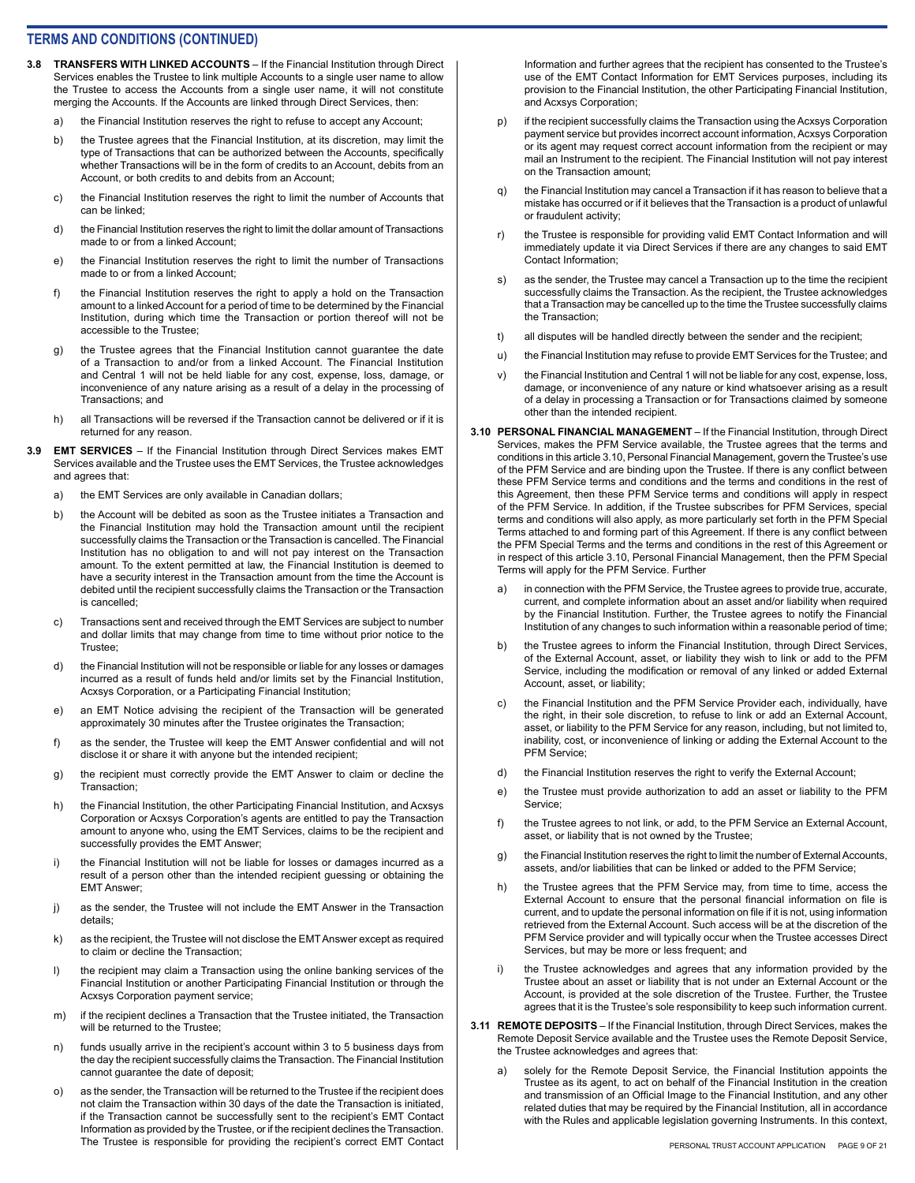## TERMS AND CONDITIONS (CONTINUED)

**3.8 TRANSFERS WITH LINKED ACCOUNTS** – If the Financial Institution through Direct Services enables the Trustee to link multiple Accounts to a single user name to allow the Trustee to access the Accounts from a single user name, it will not constitute merging the Accounts. If the Accounts are linked through Direct Services, then:

a) the Financial Institution reserves the right to refuse to accept any Account;

b) the Trustee agrees that the Financial Institution, at its discretion, may limit the type of Transactions that can be authorized between the Accounts, specifically whether Transactions will be in the form of credits to an Account, debits from an Account, or both credits to and debits from an Account;

c) the Financial Institution reserves the right to limit the number of Accounts that can be linked;

d) the Financial Institution reserves the right to limit the dollar amount of Transactions made to or from a linked Account;

e) the Financial Institution reserves the right to limit the number of Transactions made to or from a linked Account;

f) the Financial Institution reserves the right to apply a hold on the Transaction amount to a linked Account for a period of time to be determined by the Financial Institution, during which time the Transaction or portion thereof will not be accessible to the Trustee;

g) the Trustee agrees that the Financial Institution cannot guarantee the date of a Transaction to and/or from a linked Account. The Financial Institution and Central 1 will not be held liable for any cost, expense, loss, damage, or inconvenience of any nature arising as a result of a delay in the processing of Transactions; and

h) all Transactions will be reversed if the Transaction cannot be delivered or if it is returned for any reason.

**3.9 EMT SERVICES** – If the Financial Institution through Direct Services makes EMT Services available and the Trustee uses the EMT Services, the Trustee acknowledges and agrees that:

a) the EMT Services are only available in Canadian dollars;

b) the Account will be debited as soon as the Trustee initiates a Transaction and the Financial Institution may hold the Transaction amount until the recipient successfully claims the Transaction or the Transaction is cancelled. The Financial Institution has no obligation to and will not pay interest on the Transaction amount. To the extent permitted at law, the Financial Institution is deemed to have a security interest in the Transaction amount from the time the Account is debited until the recipient successfully claims the Transaction or the Transaction is cancelled;

c) Transactions sent and received through the EMT Services are subject to number and dollar limits that may change from time to time without prior notice to the Trustee;

d) the Financial Institution will not be responsible or liable for any losses or damages incurred as a result of funds held and/or limits set by the Financial Institution, Acxsys Corporation, or a Participating Financial Institution;

e) an EMT Notice advising the recipient of the Transaction will be generated approximately 30 minutes after the Trustee originates the Transaction;

f) as the sender, the Trustee will keep the EMT Answer confidential and will not disclose it or share it with anyone but the intended recipient;

g) the recipient must correctly provide the EMT Answer to claim or decline the Transaction;

h) the Financial Institution, the other Participating Financial Institution, and Acxsys Corporation or Acxsys Corporation's agents are entitled to pay the Transaction amount to anyone who, using the EMT Services, claims to be the recipient and successfully provides the EMT Answer;

i) the Financial Institution will not be liable for losses or damages incurred as a result of a person other than the intended recipient guessing or obtaining the EMT Answer;

j) as the sender, the Trustee will not include the EMT Answer in the Transaction details;

k) as the recipient, the Trustee will not disclose the EMT Answer except as required to claim or decline the Transaction;

l) the recipient may claim a Transaction using the online banking services of the Financial Institution or another Participating Financial Institution or through the Acxsys Corporation payment service;

m) if the recipient declines a Transaction that the Trustee initiated, the Transaction will be returned to the Trustee;

n) funds usually arrive in the recipient's account within 3 to 5 business days from the day the recipient successfully claims the Transaction. The Financial Institution cannot guarantee the date of deposit;

o) as the sender, the Transaction will be returned to the Trustee if the recipient does not claim the Transaction within 30 days of the date the Transaction is initiated, if the Transaction cannot be successfully sent to the recipient's EMT Contact Information as provided by the Trustee, or if the recipient declines the Transaction. The Trustee is responsible for providing the recipient's correct EMT Contact Information and further agrees that the recipient has consented to the Trustee's use of the EMT Contact Information for EMT Services purposes, including its provision to the Financial Institution, the other Participating Financial Institution, and Acxsys Corporation;

p) if the recipient successfully claims the Transaction using the Acxsys Corporation payment service but provides incorrect account information, Acxsys Corporation or its agent may request correct account information from the recipient or may mail an Instrument to the recipient. The Financial Institution will not pay interest on the Transaction amount;

q) the Financial Institution may cancel a Transaction if it has reason to believe that a mistake has occurred or if it believes that the Transaction is a product of unlawful or fraudulent activity;

r) the Trustee is responsible for providing valid EMT Contact Information and will immediately update it via Direct Services if there are any changes to said EMT Contact Information;

s) as the sender, the Trustee may cancel a Transaction up to the time the recipient successfully claims the Transaction. As the recipient, the Trustee acknowledges that a Transaction may be cancelled up to the time the Trustee successfully claims the Transaction;

t) all disputes will be handled directly between the sender and the recipient;

u) the Financial Institution may refuse to provide EMT Services for the Trustee; and

v) the Financial Institution and Central 1 will not be liable for any cost, expense, loss, damage, or inconvenience of any nature or kind whatsoever arising as a result of a delay in processing a Transaction or for Transactions claimed by someone other than the intended recipient.

**3.10 PERSONAL FINANCIAL MANAGEMENT** – If the Financial Institution, through Direct Services, makes the PFM Service available, the Trustee agrees that the terms and conditions in this article 3.10, Personal Financial Management, govern the Trustee's use of the PFM Service and are binding upon the Trustee. If there is any conflict between these PFM Service terms and conditions and the terms and conditions in the rest of this Agreement, then these PFM Service terms and conditions will apply in respect of the PFM Service. In addition, if the Trustee subscribes for PFM Services, special terms and conditions will also apply, as more particularly set forth in the PFM Special Terms attached to and forming part of this Agreement. If there is any conflict between the PFM Special Terms and the terms and conditions in the rest of this Agreement or in respect of this article 3.10, Personal Financial Management, then the PFM Special Terms will apply for the PFM Service. Further

a) in connection with the PFM Service, the Trustee agrees to provide true, accurate, current, and complete information about an asset and/or liability when required by the Financial Institution. Further, the Trustee agrees to notify the Financial Institution of any changes to such information within a reasonable period of time;

b) the Trustee agrees to inform the Financial Institution, through Direct Services, of the External Account, asset, or liability they wish to link or add to the PFM Service, including the modification or removal of any linked or added External Account, asset, or liability;

c) the Financial Institution and the PFM Service Provider each, individually, have the right, in their sole discretion, to refuse to link or add an External Account, asset, or liability to the PFM Service for any reason, including, but not limited to, inability, cost, or inconvenience of linking or adding the External Account to the PFM Service;

d) the Financial Institution reserves the right to verify the External Account;

e) the Trustee must provide authorization to add an asset or liability to the PFM Service;

f) the Trustee agrees to not link, or add, to the PFM Service an External Account, asset, or liability that is not owned by the Trustee;

g) the Financial Institution reserves the right to limit the number of External Accounts, assets, and/or liabilities that can be linked or added to the PFM Service;

h) the Trustee agrees that the PFM Service may, from time to time, access the External Account to ensure that the personal financial information on file is current, and to update the personal information on file if it is not, using information retrieved from the External Account. Such access will be at the discretion of the PFM Service provider and will typically occur when the Trustee accesses Direct Services, but may be more or less frequent; and

i) the Trustee acknowledges and agrees that any information provided by the Trustee about an asset or liability that is not under an External Account or the Account, is provided at the sole discretion of the Trustee. Further, the Trustee agrees that it is the Trustee's sole responsibility to keep such information current.

**3.11 REMOTE DEPOSITS** – If the Financial Institution, through Direct Services, makes the Remote Deposit Service available and the Trustee uses the Remote Deposit Service, the Trustee acknowledges and agrees that:

a) solely for the Remote Deposit Service, the Financial Institution appoints the Trustee as its agent, to act on behalf of the Financial Institution in the creation and transmission of an Official Image to the Financial Institution, and any other related duties that may be required by the Financial Institution, all in accordance with the Rules and applicable legislation governing Instruments. In this context,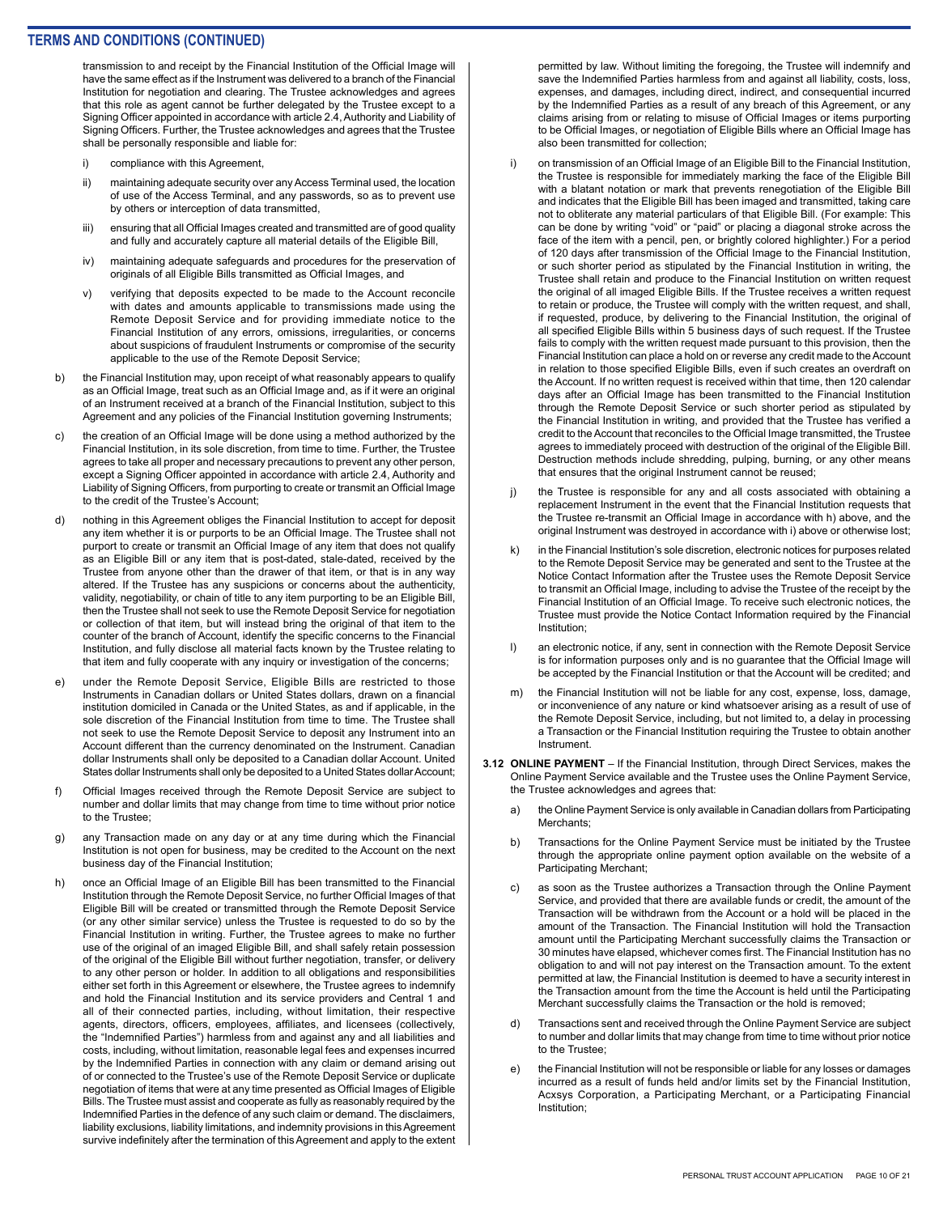## TERMS AND CONDITIONS (CONTINUED)

transmission to and receipt by the Financial Institution of the Official Image will have the same effect as if the Instrument was delivered to a branch of the Financial Institution for negotiation and clearing. The Trustee acknowledges and agrees that this role as agent cannot be further delegated by the Trustee except to a Signing Officer appointed in accordance with article 2.4, Authority and Liability of Signing Officers. Further, the Trustee acknowledges and agrees that the Trustee shall be personally responsible and liable for:

i) compliance with this Agreement,

ii) maintaining adequate security over any Access Terminal used, the location of use of the Access Terminal, and any passwords, so as to prevent use by others or interception of data transmitted,

iii) ensuring that all Official Images created and transmitted are of good quality and fully and accurately capture all material details of the Eligible Bill,

iv) maintaining adequate safeguards and procedures for the preservation of originals of all Eligible Bills transmitted as Official Images, and

v) verifying that deposits expected to be made to the Account reconcile with dates and amounts applicable to transmissions made using the Remote Deposit Service and for providing immediate notice to the Financial Institution of any errors, omissions, irregularities, or concerns about suspicions of fraudulent Instruments or compromise of the security applicable to the use of the Remote Deposit Service;

b) the Financial Institution may, upon receipt of what reasonably appears to qualify as an Official Image, treat such as an Official Image and, as if it were an original of an Instrument received at a branch of the Financial Institution, subject to this Agreement and any policies of the Financial Institution governing Instruments;

c) the creation of an Official Image will be done using a method authorized by the Financial Institution, in its sole discretion, from time to time. Further, the Trustee agrees to take all proper and necessary precautions to prevent any other person, except a Signing Officer appointed in accordance with article 2.4, Authority and Liability of Signing Officers, from purporting to create or transmit an Official Image to the credit of the Trustee's Account;

d) nothing in this Agreement obliges the Financial Institution to accept for deposit any item whether it is or purports to be an Official Image. The Trustee shall not purport to create or transmit an Official Image of any item that does not qualify as an Eligible Bill or any item that is post-dated, stale-dated, received by the Trustee from anyone other than the drawer of that item, or that is in any way altered. If the Trustee has any suspicions or concerns about the authenticity, validity, negotiability, or chain of title to any item purporting to be an Eligible Bill, then the Trustee shall not seek to use the Remote Deposit Service for negotiation or collection of that item, but will instead bring the original of that item to the counter of the branch of Account, identify the specific concerns to the Financial Institution, and fully disclose all material facts known by the Trustee relating to that item and fully cooperate with any inquiry or investigation of the concerns;

e) under the Remote Deposit Service, Eligible Bills are restricted to those Instruments in Canadian dollars or United States dollars, drawn on a financial institution domiciled in Canada or the United States, as and if applicable, in the sole discretion of the Financial Institution from time to time. The Trustee shall not seek to use the Remote Deposit Service to deposit any Instrument into an Account different than the currency denominated on the Instrument. Canadian dollar Instruments shall only be deposited to a Canadian dollar Account. United States dollar Instruments shall only be deposited to a United States dollar Account;

f) Official Images received through the Remote Deposit Service are subject to number and dollar limits that may change from time to time without prior notice to the Trustee;

g) any Transaction made on any day or at any time during which the Financial Institution is not open for business, may be credited to the Account on the next business day of the Financial Institution;

h) once an Official Image of an Eligible Bill has been transmitted to the Financial Institution through the Remote Deposit Service, no further Official Images of that Eligible Bill will be created or transmitted through the Remote Deposit Service (or any other similar service) unless the Trustee is requested to do so by the Financial Institution in writing. Further, the Trustee agrees to make no further use of the original of an imaged Eligible Bill, and shall safely retain possession of the original of the Eligible Bill without further negotiation, transfer, or delivery to any other person or holder. In addition to all obligations and responsibilities either set forth in this Agreement or elsewhere, the Trustee agrees to indemnify and hold the Financial Institution and its service providers and Central 1 and all of their connected parties, including, without limitation, their respective agents, directors, officers, employees, affiliates, and licensees (collectively, the "Indemnified Parties") harmless from and against any and all liabilities and costs, including, without limitation, reasonable legal fees and expenses incurred by the Indemnified Parties in connection with any claim or demand arising out of or connected to the Trustee's use of the Remote Deposit Service or duplicate negotiation of items that were at any time presented as Official Images of Eligible Bills. The Trustee must assist and cooperate as fully as reasonably required by the Indemnified Parties in the defence of any such claim or demand. The disclaimers, liability exclusions, liability limitations, and indemnity provisions in this Agreement survive indefinitely after the termination of this Agreement and apply to the extent permitted by law. Without limiting the foregoing, the Trustee will indemnify and save the Indemnified Parties harmless from and against all liability, costs, loss, expenses, and damages, including direct, indirect, and consequential incurred by the Indemnified Parties as a result of any breach of this Agreement, or any claims arising from or relating to misuse of Official Images or items purporting to be Official Images, or negotiation of Eligible Bills where an Official Image has also been transmitted for collection;

i) on transmission of an Official Image of an Eligible Bill to the Financial Institution, the Trustee is responsible for immediately marking the face of the Eligible Bill with a blatant notation or mark that prevents renegotiation of the Eligible Bill and indicates that the Eligible Bill has been imaged and transmitted, taking care not to obliterate any material particulars of that Eligible Bill. (For example: This can be done by writing "void" or "paid" or placing a diagonal stroke across the face of the item with a pencil, pen, or brightly colored highlighter.) For a period of 120 days after transmission of the Official Image to the Financial Institution, or such shorter period as stipulated by the Financial Institution in writing, the Trustee shall retain and produce to the Financial Institution on written request the original of all imaged Eligible Bills. If the Trustee receives a written request to retain or produce, the Trustee will comply with the written request, and shall, if requested, produce, by delivering to the Financial Institution, the original of all specified Eligible Bills within 5 business days of such request. If the Trustee fails to comply with the written request made pursuant to this provision, then the Financial Institution can place a hold on or reverse any credit made to the Account in relation to those specified Eligible Bills, even if such creates an overdraft on the Account. If no written request is received within that time, then 120 calendar days after an Official Image has been transmitted to the Financial Institution through the Remote Deposit Service or such shorter period as stipulated by the Financial Institution in writing, and provided that the Trustee has verified a credit to the Account that reconciles to the Official Image transmitted, the Trustee agrees to immediately proceed with destruction of the original of the Eligible Bill. Destruction methods include shredding, pulping, burning, or any other means that ensures that the original Instrument cannot be reused;

j) the Trustee is responsible for any and all costs associated with obtaining a replacement Instrument in the event that the Financial Institution requests that the Trustee re-transmit an Official Image in accordance with h) above, and the original Instrument was destroyed in accordance with i) above or otherwise lost;

k) in the Financial Institution's sole discretion, electronic notices for purposes related to the Remote Deposit Service may be generated and sent to the Trustee at the Notice Contact Information after the Trustee uses the Remote Deposit Service to transmit an Official Image, including to advise the Trustee of the receipt by the Financial Institution of an Official Image. To receive such electronic notices, the Trustee must provide the Notice Contact Information required by the Financial Institution;

l) an electronic notice, if any, sent in connection with the Remote Deposit Service is for information purposes only and is no guarantee that the Official Image will be accepted by the Financial Institution or that the Account will be credited; and

m) the Financial Institution will not be liable for any cost, expense, loss, damage, or inconvenience of any nature or kind whatsoever arising as a result of use of the Remote Deposit Service, including, but not limited to, a delay in processing a Transaction or the Financial Institution requiring the Trustee to obtain another Instrument.

**3.12 ONLINE PAYMENT** – If the Financial Institution, through Direct Services, makes the Online Payment Service available and the Trustee uses the Online Payment Service, the Trustee acknowledges and agrees that:

a) the Online Payment Service is only available in Canadian dollars from Participating Merchants;

b) Transactions for the Online Payment Service must be initiated by the Trustee through the appropriate online payment option available on the website of a Participating Merchant;

c) as soon as the Trustee authorizes a Transaction through the Online Payment Service, and provided that there are available funds or credit, the amount of the Transaction will be withdrawn from the Account or a hold will be placed in the amount of the Transaction. The Financial Institution will hold the Transaction amount until the Participating Merchant successfully claims the Transaction or 30 minutes have elapsed, whichever comes first. The Financial Institution has no obligation to and will not pay interest on the Transaction amount. To the extent permitted at law, the Financial Institution is deemed to have a security interest in the Transaction amount from the time the Account is held until the Participating Merchant successfully claims the Transaction or the hold is removed;

d) Transactions sent and received through the Online Payment Service are subject to number and dollar limits that may change from time to time without prior notice to the Trustee;

e) the Financial Institution will not be responsible or liable for any losses or damages incurred as a result of funds held and/or limits set by the Financial Institution, Acxsys Corporation, a Participating Merchant, or a Participating Financial Institution;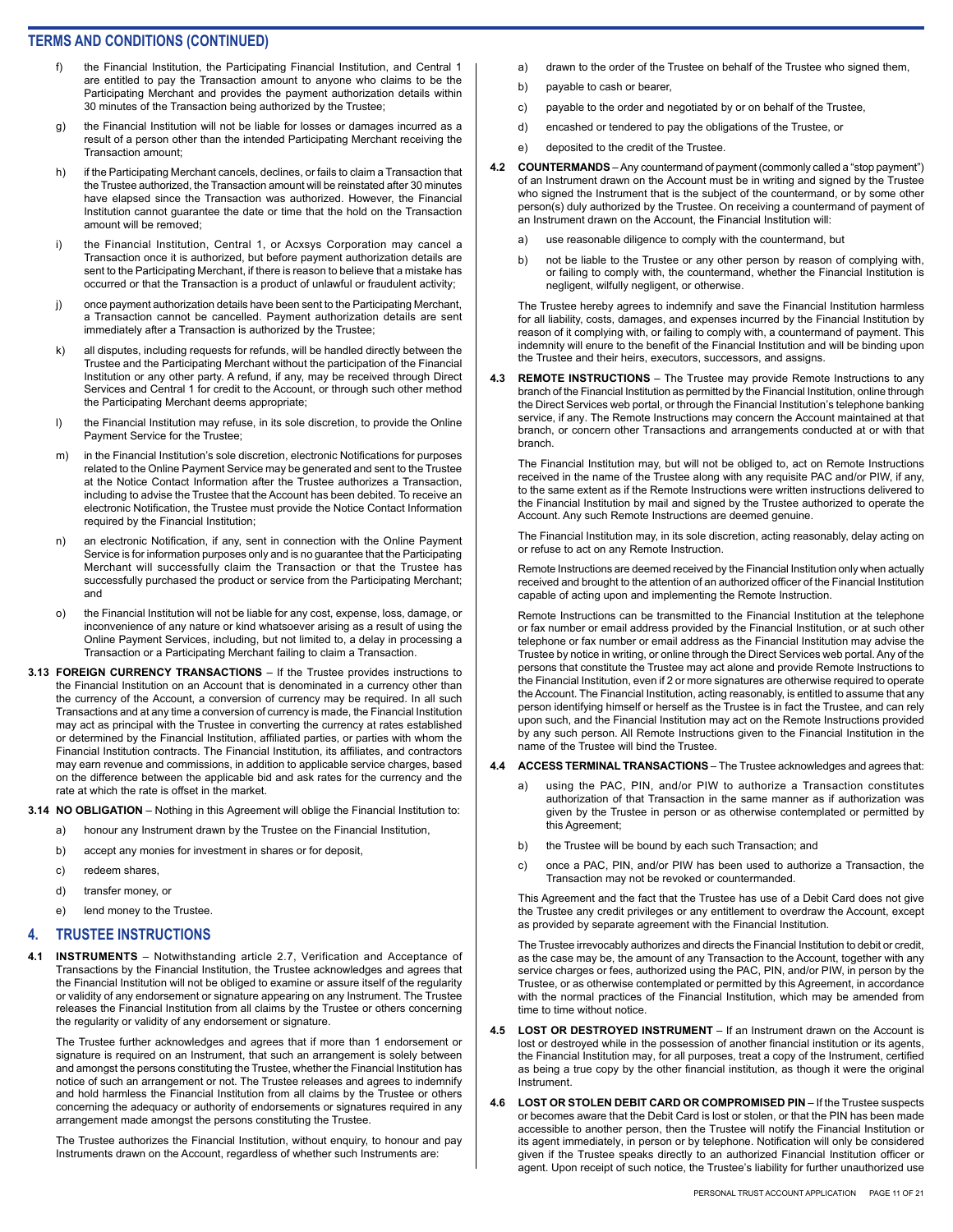## TERMS AND CONDITIONS (CONTINUED)

f) the Financial Institution, the Participating Financial Institution, and Central 1 are entitled to pay the Transaction amount to anyone who claims to be the Participating Merchant and provides the payment authorization details within 30 minutes of the Transaction being authorized by the Trustee;

g) the Financial Institution will not be liable for losses or damages incurred as a result of a person other than the intended Participating Merchant receiving the Transaction amount;

h) if the Participating Merchant cancels, declines, or fails to claim a Transaction that the Trustee authorized, the Transaction amount will be reinstated after 30 minutes have elapsed since the Transaction was authorized. However, the Financial Institution cannot guarantee the date or time that the hold on the Transaction amount will be removed;

i) the Financial Institution, Central 1, or Acxsys Corporation may cancel a Transaction once it is authorized, but before payment authorization details are sent to the Participating Merchant, if there is reason to believe that a mistake has occurred or that the Transaction is a product of unlawful or fraudulent activity;

j) once payment authorization details have been sent to the Participating Merchant, a Transaction cannot be cancelled. Payment authorization details are sent immediately after a Transaction is authorized by the Trustee;

k) all disputes, including requests for refunds, will be handled directly between the Trustee and the Participating Merchant without the participation of the Financial Institution or any other party. A refund, if any, may be received through Direct Services and Central 1 for credit to the Account, or through such other method the Participating Merchant deems appropriate;

l) the Financial Institution may refuse, in its sole discretion, to provide the Online Payment Service for the Trustee;

m) in the Financial Institution's sole discretion, electronic Notifications for purposes related to the Online Payment Service may be generated and sent to the Trustee at the Notice Contact Information after the Trustee authorizes a Transaction, including to advise the Trustee that the Account has been debited. To receive an electronic Notification, the Trustee must provide the Notice Contact Information required by the Financial Institution;

n) an electronic Notification, if any, sent in connection with the Online Payment Service is for information purposes only and is no guarantee that the Participating Merchant will successfully claim the Transaction or that the Trustee has successfully purchased the product or service from the Participating Merchant; and

o) the Financial Institution will not be liable for any cost, expense, loss, damage, or inconvenience of any nature or kind whatsoever arising as a result of using the Online Payment Services, including, but not limited to, a delay in processing a Transaction or a Participating Merchant failing to claim a Transaction.

**3.13 FOREIGN CURRENCY TRANSACTIONS** – If the Trustee provides instructions to the Financial Institution on an Account that is denominated in a currency other than the currency of the Account, a conversion of currency may be required. In all such Transactions and at any time a conversion of currency is made, the Financial Institution may act as principal with the Trustee in converting the currency at rates established or determined by the Financial Institution, affiliated parties, or parties with whom the Financial Institution contracts. The Financial Institution, its affiliates, and contractors may earn revenue and commissions, in addition to applicable service charges, based on the difference between the applicable bid and ask rates for the currency and the rate at which the rate is offset in the market.

**3.14 NO OBLIGATION** – Nothing in this Agreement will oblige the Financial Institution to:

a) honour any Instrument drawn by the Trustee on the Financial Institution,

b) accept any monies for investment in shares or for deposit,

c) redeem shares,

d) transfer money, or

e) lend money to the Trustee.

## 4. TRUSTEE INSTRUCTIONS

**4.1 INSTRUMENTS** – Notwithstanding article 2.7, Verification and Acceptance of Transactions by the Financial Institution, the Trustee acknowledges and agrees that the Financial Institution will not be obliged to examine or assure itself of the regularity or validity of any endorsement or signature appearing on any Instrument. The Trustee releases the Financial Institution from all claims by the Trustee or others concerning the regularity or validity of any endorsement or signature.

The Trustee further acknowledges and agrees that if more than 1 endorsement or signature is required on an Instrument, that such an arrangement is solely between and amongst the persons constituting the Trustee, whether the Financial Institution has notice of such an arrangement or not. The Trustee releases and agrees to indemnify and hold harmless the Financial Institution from all claims by the Trustee or others concerning the adequacy or authority of endorsements or signatures required in any arrangement made amongst the persons constituting the Trustee.

The Trustee authorizes the Financial Institution, without enquiry, to honour and pay Instruments drawn on the Account, regardless of whether such Instruments are:

a) drawn to the order of the Trustee on behalf of the Trustee who signed them,

b) payable to cash or bearer,

c) payable to the order and negotiated by or on behalf of the Trustee,

d) encashed or tendered to pay the obligations of the Trustee, or

e) deposited to the credit of the Trustee.

**4.2 COUNTERMANDS** – Any countermand of payment (commonly called a "stop payment") of an Instrument drawn on the Account must be in writing and signed by the Trustee who signed the Instrument that is the subject of the countermand, or by some other person(s) duly authorized by the Trustee. On receiving a countermand of payment of an Instrument drawn on the Account, the Financial Institution will:

a) use reasonable diligence to comply with the countermand, but

b) not be liable to the Trustee or any other person by reason of complying with, or failing to comply with, the countermand, whether the Financial Institution is negligent, wilfully negligent, or otherwise.

The Trustee hereby agrees to indemnify and save the Financial Institution harmless for all liability, costs, damages, and expenses incurred by the Financial Institution by reason of it complying with, or failing to comply with, a countermand of payment. This indemnity will enure to the benefit of the Financial Institution and will be binding upon the Trustee and their heirs, executors, successors, and assigns.

**4.3 REMOTE INSTRUCTIONS** – The Trustee may provide Remote Instructions to any branch of the Financial Institution as permitted by the Financial Institution, online through the Direct Services web portal, or through the Financial Institution's telephone banking service, if any. The Remote Instructions may concern the Account maintained at that branch, or concern other Transactions and arrangements conducted at or with that branch.

The Financial Institution may, but will not be obliged to, act on Remote Instructions received in the name of the Trustee along with any requisite PAC and/or PIW, if any, to the same extent as if the Remote Instructions were written instructions delivered to the Financial Institution by mail and signed by the Trustee authorized to operate the Account. Any such Remote Instructions are deemed genuine.

The Financial Institution may, in its sole discretion, acting reasonably, delay acting on or refuse to act on any Remote Instruction.

Remote Instructions are deemed received by the Financial Institution only when actually received and brought to the attention of an authorized officer of the Financial Institution capable of acting upon and implementing the Remote Instruction.

Remote Instructions can be transmitted to the Financial Institution at the telephone or fax number or email address provided by the Financial Institution, or at such other telephone or fax number or email address as the Financial Institution may advise the Trustee by notice in writing, or online through the Direct Services web portal. Any of the persons that constitute the Trustee may act alone and provide Remote Instructions to the Financial Institution, even if 2 or more signatures are otherwise required to operate the Account. The Financial Institution, acting reasonably, is entitled to assume that any person identifying himself or herself as the Trustee is in fact the Trustee, and can rely upon such, and the Financial Institution may act on the Remote Instructions provided by any such person. All Remote Instructions given to the Financial Institution in the name of the Trustee will bind the Trustee.

**4.4 ACCESS TERMINAL TRANSACTIONS** – The Trustee acknowledges and agrees that:

a) using the PAC, PIN, and/or PIW to authorize a Transaction constitutes authorization of that Transaction in the same manner as if authorization was given by the Trustee in person or as otherwise contemplated or permitted by this Agreement;

b) the Trustee will be bound by each such Transaction; and

c) once a PAC, PIN, and/or PIW has been used to authorize a Transaction, the Transaction may not be revoked or countermanded.

This Agreement and the fact that the Trustee has use of a Debit Card does not give the Trustee any credit privileges or any entitlement to overdraw the Account, except as provided by separate agreement with the Financial Institution.

The Trustee irrevocably authorizes and directs the Financial Institution to debit or credit, as the case may be, the amount of any Transaction to the Account, together with any service charges or fees, authorized using the PAC, PIN, and/or PIW, in person by the Trustee, or as otherwise contemplated or permitted by this Agreement, in accordance with the normal practices of the Financial Institution, which may be amended from time to time without notice.

**4.5 LOST OR DESTROYED INSTRUMENT** – If an Instrument drawn on the Account is lost or destroyed while in the possession of another financial institution or its agents, the Financial Institution may, for all purposes, treat a copy of the Instrument, certified as being a true copy by the other financial institution, as though it were the original Instrument.

**4.6 LOST OR STOLEN DEBIT CARD OR COMPROMISED PIN** – If the Trustee suspects or becomes aware that the Debit Card is lost or stolen, or that the PIN has been made accessible to another person, then the Trustee will notify the Financial Institution or its agent immediately, in person or by telephone. Notification will only be considered given if the Trustee speaks directly to an authorized Financial Institution officer or agent. Upon receipt of such notice, the Trustee's liability for further unauthorized use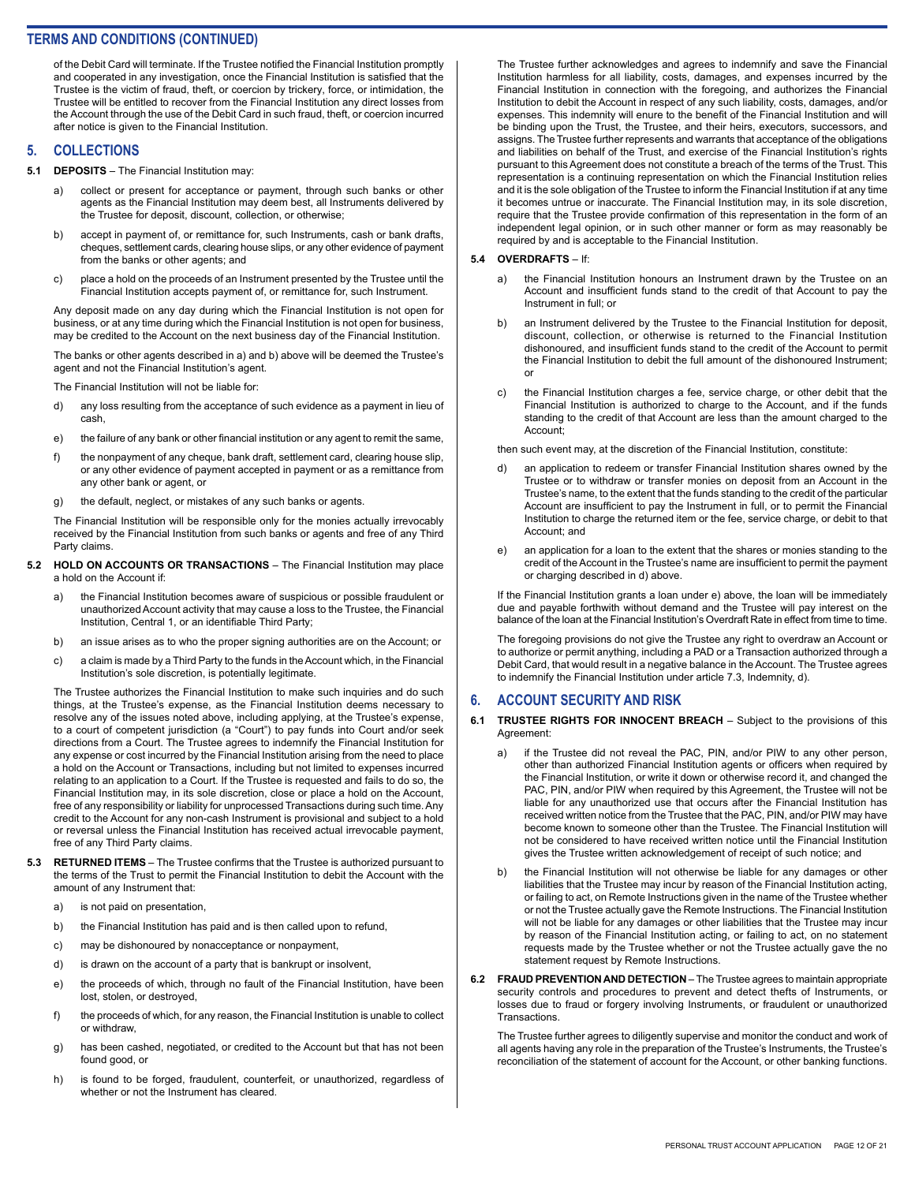## TERMS AND CONDITIONS (CONTINUED)

of the Debit Card will terminate. If the Trustee notified the Financial Institution promptly and cooperated in any investigation, once the Financial Institution is satisfied that the Trustee is the victim of fraud, theft, or coercion by trickery, force, or intimidation, the Trustee will be entitled to recover from the Financial Institution any direct losses from the Account through the use of the Debit Card in such fraud, theft, or coercion incurred after notice is given to the Financial Institution.

## 5. COLLECTIONS

**5.1 DEPOSITS** – The Financial Institution may:

a) collect or present for acceptance or payment, through such banks or other agents as the Financial Institution may deem best, all Instruments delivered by the Trustee for deposit, discount, collection, or otherwise;

b) accept in payment of, or remittance for, such Instruments, cash or bank drafts, cheques, settlement cards, clearing house slips, or any other evidence of payment from the banks or other agents; and

c) place a hold on the proceeds of an Instrument presented by the Trustee until the Financial Institution accepts payment of, or remittance for, such Instrument.

Any deposit made on any day during which the Financial Institution is not open for business, or at any time during which the Financial Institution is not open for business, may be credited to the Account on the next business day of the Financial Institution.

The banks or other agents described in a) and b) above will be deemed the Trustee's agent and not the Financial Institution's agent.

The Financial Institution will not be liable for:

d) any loss resulting from the acceptance of such evidence as a payment in lieu of cash,

e) the failure of any bank or other financial institution or any agent to remit the same,

f) the nonpayment of any cheque, bank draft, settlement card, clearing house slip, or any other evidence of payment accepted in payment or as a remittance from any other bank or agent, or

g) the default, neglect, or mistakes of any such banks or agents.

The Financial Institution will be responsible only for the monies actually irrevocably received by the Financial Institution from such banks or agents and free of any Third Party claims.

**5.2 HOLD ON ACCOUNTS OR TRANSACTIONS** – The Financial Institution may place a hold on the Account if:

a) the Financial Institution becomes aware of suspicious or possible fraudulent or unauthorized Account activity that may cause a loss to the Trustee, the Financial Institution, Central 1, or an identifiable Third Party;

b) an issue arises as to who the proper signing authorities are on the Account; or

c) a claim is made by a Third Party to the funds in the Account which, in the Financial Institution's sole discretion, is potentially legitimate.

The Trustee authorizes the Financial Institution to make such inquiries and do such things, at the Trustee's expense, as the Financial Institution deems necessary to resolve any of the issues noted above, including applying, at the Trustee's expense, to a court of competent jurisdiction (a "Court") to pay funds into Court and/or seek directions from a Court. The Trustee agrees to indemnify the Financial Institution for any expense or cost incurred by the Financial Institution arising from the need to place a hold on the Account or Transactions, including but not limited to expenses incurred relating to an application to a Court. If the Trustee is requested and fails to do so, the Financial Institution may, in its sole discretion, close or place a hold on the Account, free of any responsibility or liability for unprocessed Transactions during such time. Any credit to the Account for any non-cash Instrument is provisional and subject to a hold or reversal unless the Financial Institution has received actual irrevocable payment, free of any Third Party claims.

**5.3 RETURNED ITEMS** – The Trustee confirms that the Trustee is authorized pursuant to the terms of the Trust to permit the Financial Institution to debit the Account with the amount of any Instrument that:

a) is not paid on presentation,

b) the Financial Institution has paid and is then called upon to refund,

c) may be dishonoured by nonacceptance or nonpayment,

d) is drawn on the account of a party that is bankrupt or insolvent,

e) the proceeds of which, through no fault of the Financial Institution, have been lost, stolen, or destroyed,

f) the proceeds of which, for any reason, the Financial Institution is unable to collect or withdraw,

g) has been cashed, negotiated, or credited to the Account but that has not been found good, or

h) is found to be forged, fraudulent, counterfeit, or unauthorized, regardless of whether or not the Instrument has cleared.

The Trustee further acknowledges and agrees to indemnify and save the Financial Institution harmless for all liability, costs, damages, and expenses incurred by the Financial Institution in connection with the foregoing, and authorizes the Financial Institution to debit the Account in respect of any such liability, costs, damages, and/or expenses. This indemnity will enure to the benefit of the Financial Institution and will be binding upon the Trust, the Trustee, and their heirs, executors, successors, and assigns. The Trustee further represents and warrants that acceptance of the obligations and liabilities on behalf of the Trust, and exercise of the Financial Institution's rights pursuant to this Agreement does not constitute a breach of the terms of the Trust. This representation is a continuing representation on which the Financial Institution relies and it is the sole obligation of the Trustee to inform the Financial Institution if at any time it becomes untrue or inaccurate. The Financial Institution may, in its sole discretion, require that the Trustee provide confirmation of this representation in the form of an independent legal opinion, or in such other manner or form as may reasonably be required by and is acceptable to the Financial Institution.

**5.4 OVERDRAFTS** – If:

a) the Financial Institution honours an Instrument drawn by the Trustee on an Account and insufficient funds stand to the credit of that Account to pay the Instrument in full; or

b) an Instrument delivered by the Trustee to the Financial Institution for deposit, discount, collection, or otherwise is returned to the Financial Institution dishonoured, and insufficient funds stand to the credit of the Account to permit the Financial Institution to debit the full amount of the dishonoured Instrument; or

c) the Financial Institution charges a fee, service charge, or other debit that the Financial Institution is authorized to charge to the Account, and if the funds standing to the credit of that Account are less than the amount charged to the Account;

then such event may, at the discretion of the Financial Institution, constitute:

d) an application to redeem or transfer Financial Institution shares owned by the Trustee or to withdraw or transfer monies on deposit from an Account in the Trustee's name, to the extent that the funds standing to the credit of the particular Account are insufficient to pay the Instrument in full, or to permit the Financial Institution to charge the returned item or the fee, service charge, or debit to that Account; and

e) an application for a loan to the extent that the shares or monies standing to the credit of the Account in the Trustee's name are insufficient to permit the payment or charging described in d) above.

If the Financial Institution grants a loan under e) above, the loan will be immediately due and payable forthwith without demand and the Trustee will pay interest on the balance of the loan at the Financial Institution's Overdraft Rate in effect from time to time.

The foregoing provisions do not give the Trustee any right to overdraw an Account or to authorize or permit anything, including a PAD or a Transaction authorized through a Debit Card, that would result in a negative balance in the Account. The Trustee agrees to indemnify the Financial Institution under article 7.3, Indemnity, d).

## 6. ACCOUNT SECURITY AND RISK

**6.1 TRUSTEE RIGHTS FOR INNOCENT BREACH** – Subject to the provisions of this Agreement:

a) if the Trustee did not reveal the PAC, PIN, and/or PIW to any other person, other than authorized Financial Institution agents or officers when required by the Financial Institution, or write it down or otherwise record it, and changed the PAC, PIN, and/or PIW when required by this Agreement, the Trustee will not be liable for any unauthorized use that occurs after the Financial Institution has received written notice from the Trustee that the PAC, PIN, and/or PIW may have become known to someone other than the Trustee. The Financial Institution will not be considered to have received written notice until the Financial Institution gives the Trustee written acknowledgement of receipt of such notice; and

b) the Financial Institution will not otherwise be liable for any damages or other liabilities that the Trustee may incur by reason of the Financial Institution acting, or failing to act, on Remote Instructions given in the name of the Trustee whether or not the Trustee actually gave the Remote Instructions. The Financial Institution will not be liable for any damages or other liabilities that the Trustee may incur by reason of the Financial Institution acting, or failing to act, on no statement requests made by the Trustee whether or not the Trustee actually gave the no statement request by Remote Instructions.

**6.2 FRAUD PREVENTION AND DETECTION** – The Trustee agrees to maintain appropriate security controls and procedures to prevent and detect thefts of Instruments, or losses due to fraud or forgery involving Instruments, or fraudulent or unauthorized Transactions.

The Trustee further agrees to diligently supervise and monitor the conduct and work of all agents having any role in the preparation of the Trustee's Instruments, the Trustee's reconciliation of the statement of account for the Account, or other banking functions.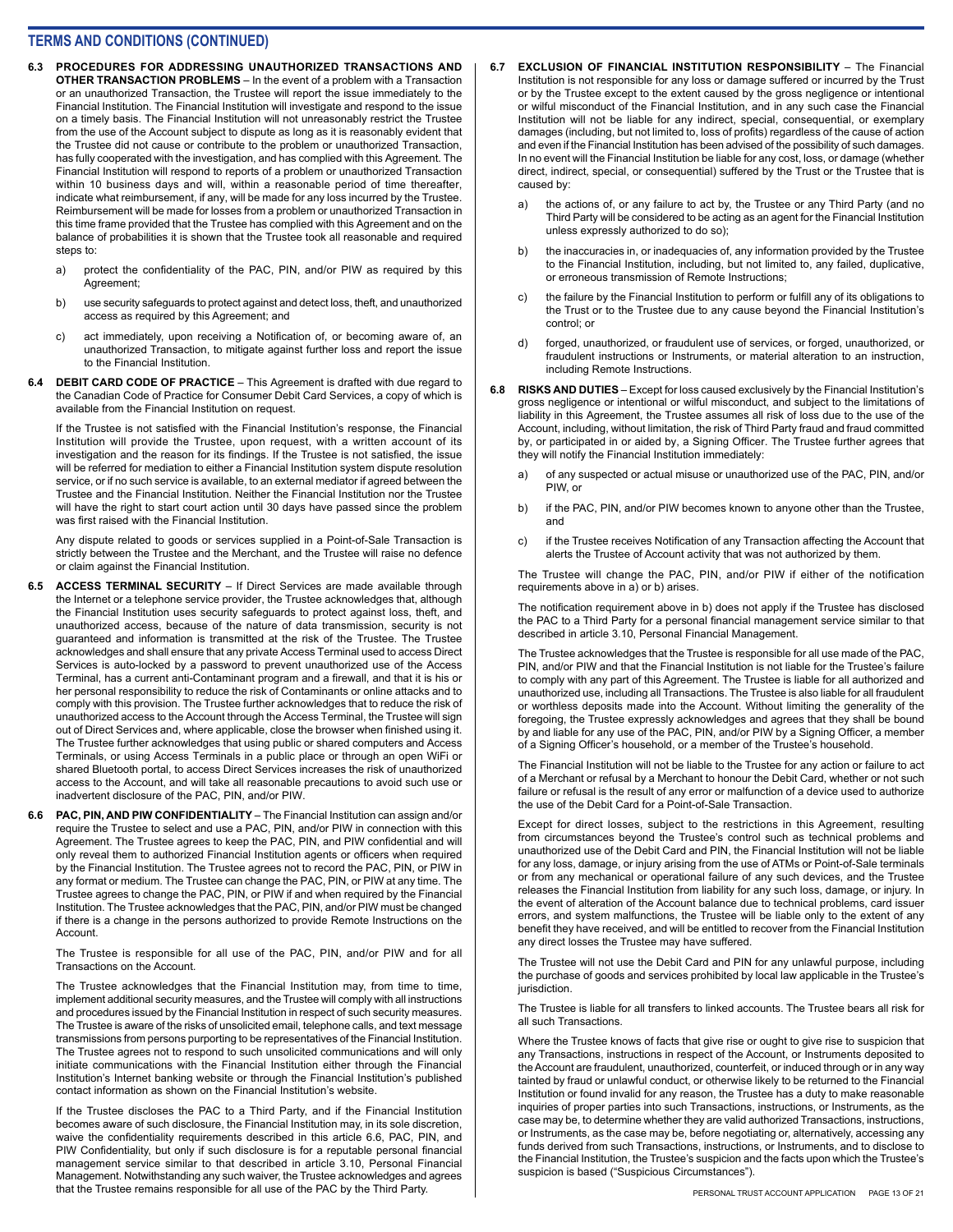## TERMS AND CONDITIONS (CONTINUED)

**6.3 PROCEDURES FOR ADDRESSING UNAUTHORIZED TRANSACTIONS AND OTHER TRANSACTION PROBLEMS** – In the event of a problem with a Transaction or an unauthorized Transaction, the Trustee will report the issue immediately to the Financial Institution. The Financial Institution will investigate and respond to the issue on a timely basis. The Financial Institution will not unreasonably restrict the Trustee from the use of the Account subject to dispute as long as it is reasonably evident that the Trustee did not cause or contribute to the problem or unauthorized Transaction, has fully cooperated with the investigation, and has complied with this Agreement. The Financial Institution will respond to reports of a problem or unauthorized Transaction within 10 business days and will, within a reasonable period of time thereafter, indicate what reimbursement, if any, will be made for any loss incurred by the Trustee. Reimbursement will be made for losses from a problem or unauthorized Transaction in this time frame provided that the Trustee has complied with this Agreement and on the balance of probabilities it is shown that the Trustee took all reasonable and required steps to:

a) protect the confidentiality of the PAC, PIN, and/or PIW as required by this Agreement;

b) use security safeguards to protect against and detect loss, theft, and unauthorized access as required by this Agreement; and

c) act immediately, upon receiving a Notification of, or becoming aware of, an unauthorized Transaction, to mitigate against further loss and report the issue to the Financial Institution.

**6.4 DEBIT CARD CODE OF PRACTICE** – This Agreement is drafted with due regard to the Canadian Code of Practice for Consumer Debit Card Services, a copy of which is available from the Financial Institution on request.

If the Trustee is not satisfied with the Financial Institution's response, the Financial Institution will provide the Trustee, upon request, with a written account of its investigation and the reason for its findings. If the Trustee is not satisfied, the issue will be referred for mediation to either a Financial Institution system dispute resolution service, or if no such service is available, to an external mediator if agreed between the Trustee and the Financial Institution. Neither the Financial Institution nor the Trustee will have the right to start court action until 30 days have passed since the problem was first raised with the Financial Institution.

Any dispute related to goods or services supplied in a Point-of-Sale Transaction is strictly between the Trustee and the Merchant, and the Trustee will raise no defence or claim against the Financial Institution.

**6.5 ACCESS TERMINAL SECURITY** – If Direct Services are made available through the Internet or a telephone service provider, the Trustee acknowledges that, although the Financial Institution uses security safeguards to protect against loss, theft, and unauthorized access, because of the nature of data transmission, security is not guaranteed and information is transmitted at the risk of the Trustee. The Trustee acknowledges and shall ensure that any private Access Terminal used to access Direct Services is auto-locked by a password to prevent unauthorized use of the Access Terminal, has a current anti-Contaminant program and a firewall, and that it is his or her personal responsibility to reduce the risk of Contaminants or online attacks and to comply with this provision. The Trustee further acknowledges that to reduce the risk of unauthorized access to the Account through the Access Terminal, the Trustee will sign out of Direct Services and, where applicable, close the browser when finished using it. The Trustee further acknowledges that using public or shared computers and Access Terminals, or using Access Terminals in a public place or through an open WiFi or shared Bluetooth portal, to access Direct Services increases the risk of unauthorized access to the Account, and will take all reasonable precautions to avoid such use or inadvertent disclosure of the PAC, PIN, and/or PIW.

**6.6 PAC, PIN, AND PIW CONFIDENTIALITY** – The Financial Institution can assign and/or require the Trustee to select and use a PAC, PIN, and/or PIW in connection with this Agreement. The Trustee agrees to keep the PAC, PIN, and PIW confidential and will only reveal them to authorized Financial Institution agents or officers when required by the Financial Institution. The Trustee agrees not to record the PAC, PIN, or PIW in any format or medium. The Trustee can change the PAC, PIN, or PIW at any time. The Trustee agrees to change the PAC, PIN, or PIW if and when required by the Financial Institution. The Trustee acknowledges that the PAC, PIN, and/or PIW must be changed if there is a change in the persons authorized to provide Remote Instructions on the Account.

The Trustee is responsible for all use of the PAC, PIN, and/or PIW and for all Transactions on the Account.

The Trustee acknowledges that the Financial Institution may, from time to time, implement additional security measures, and the Trustee will comply with all instructions and procedures issued by the Financial Institution in respect of such security measures. The Trustee is aware of the risks of unsolicited email, telephone calls, and text message transmissions from persons purporting to be representatives of the Financial Institution. The Trustee agrees not to respond to such unsolicited communications and will only initiate communications with the Financial Institution either through the Financial Institution's Internet banking website or through the Financial Institution's published contact information as shown on the Financial Institution's website.

If the Trustee discloses the PAC to a Third Party, and if the Financial Institution becomes aware of such disclosure, the Financial Institution may, in its sole discretion, waive the confidentiality requirements described in this article 6.6, PAC, PIN, and PIW Confidentiality, but only if such disclosure is for a reputable personal financial management service similar to that described in article 3.10, Personal Financial Management. Notwithstanding any such waiver, the Trustee acknowledges and agrees that the Trustee remains responsible for all use of the PAC by the Third Party.

**6.7 EXCLUSION OF FINANCIAL INSTITUTION RESPONSIBILITY** – The Financial Institution is not responsible for any loss or damage suffered or incurred by the Trust or by the Trustee except to the extent caused by the gross negligence or intentional or wilful misconduct of the Financial Institution, and in any such case the Financial Institution will not be liable for any indirect, special, consequential, or exemplary damages (including, but not limited to, loss of profits) regardless of the cause of action and even if the Financial Institution has been advised of the possibility of such damages. In no event will the Financial Institution be liable for any cost, loss, or damage (whether direct, indirect, special, or consequential) suffered by the Trust or the Trustee that is caused by:

a) the actions of, or any failure to act by, the Trustee or any Third Party (and no Third Party will be considered to be acting as an agent for the Financial Institution unless expressly authorized to do so);

b) the inaccuracies in, or inadequacies of, any information provided by the Trustee to the Financial Institution, including, but not limited to, any failed, duplicative, or erroneous transmission of Remote Instructions;

c) the failure by the Financial Institution to perform or fulfill any of its obligations to the Trust or to the Trustee due to any cause beyond the Financial Institution's control; or

d) forged, unauthorized, or fraudulent use of services, or forged, unauthorized, or fraudulent instructions or Instruments, or material alteration to an instruction, including Remote Instructions.

**6.8 RISKS AND DUTIES** – Except for loss caused exclusively by the Financial Institution's gross negligence or intentional or wilful misconduct, and subject to the limitations of liability in this Agreement, the Trustee assumes all risk of loss due to the use of the Account, including, without limitation, the risk of Third Party fraud and fraud committed by, or participated in or aided by, a Signing Officer. The Trustee further agrees that they will notify the Financial Institution immediately:

a) of any suspected or actual misuse or unauthorized use of the PAC, PIN, and/or PIW, or

b) if the PAC, PIN, and/or PIW becomes known to anyone other than the Trustee, and

c) if the Trustee receives Notification of any Transaction affecting the Account that alerts the Trustee of Account activity that was not authorized by them.

The Trustee will change the PAC, PIN, and/or PIW if either of the notification requirements above in a) or b) arises.

The notification requirement above in b) does not apply if the Trustee has disclosed the PAC to a Third Party for a personal financial management service similar to that described in article 3.10, Personal Financial Management.

The Trustee acknowledges that the Trustee is responsible for all use made of the PAC, PIN, and/or PIW and that the Financial Institution is not liable for the Trustee's failure to comply with any part of this Agreement. The Trustee is liable for all authorized and unauthorized use, including all Transactions. The Trustee is also liable for all fraudulent or worthless deposits made into the Account. Without limiting the generality of the foregoing, the Trustee expressly acknowledges and agrees that they shall be bound by and liable for any use of the PAC, PIN, and/or PIW by a Signing Officer, a member of a Signing Officer's household, or a member of the Trustee's household.

The Financial Institution will not be liable to the Trustee for any action or failure to act of a Merchant or refusal by a Merchant to honour the Debit Card, whether or not such failure or refusal is the result of any error or malfunction of a device used to authorize the use of the Debit Card for a Point-of-Sale Transaction.

Except for direct losses, subject to the restrictions in this Agreement, resulting from circumstances beyond the Trustee's control such as technical problems and unauthorized use of the Debit Card and PIN, the Financial Institution will not be liable for any loss, damage, or injury arising from the use of ATMs or Point-of-Sale terminals or from any mechanical or operational failure of any such devices, and the Trustee releases the Financial Institution from liability for any such loss, damage, or injury. In the event of alteration of the Account balance due to technical problems, card issuer errors, and system malfunctions, the Trustee will be liable only to the extent of any benefit they have received, and will be entitled to recover from the Financial Institution any direct losses the Trustee may have suffered.

The Trustee will not use the Debit Card and PIN for any unlawful purpose, including the purchase of goods and services prohibited by local law applicable in the Trustee's jurisdiction.

The Trustee is liable for all transfers to linked accounts. The Trustee bears all risk for all such Transactions.

Where the Trustee knows of facts that give rise or ought to give rise to suspicion that any Transactions, instructions in respect of the Account, or Instruments deposited to the Account are fraudulent, unauthorized, counterfeit, or induced through or in any way tainted by fraud or unlawful conduct, or otherwise likely to be returned to the Financial Institution or found invalid for any reason, the Trustee has a duty to make reasonable inquiries of proper parties into such Transactions, instructions, or Instruments, as the case may be, to determine whether they are valid authorized Transactions, instructions, or Instruments, as the case may be, before negotiating or, alternatively, accessing any funds derived from such Transactions, instructions, or Instruments, and to disclose to the Financial Institution, the Trustee's suspicion and the facts upon which the Trustee's suspicion is based ("Suspicious Circumstances").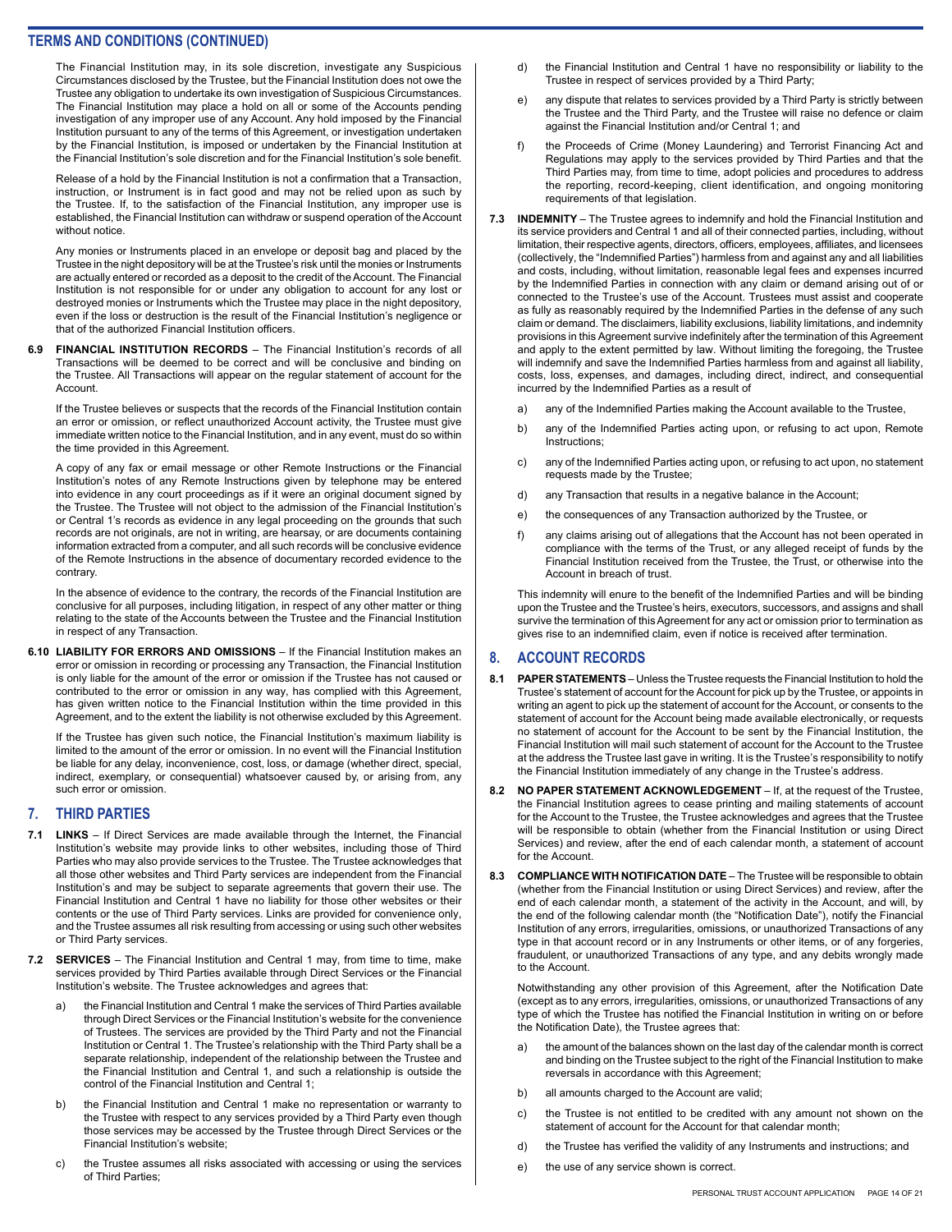## TERMS AND CONDITIONS (CONTINUED)

The Financial Institution may, in its sole discretion, investigate any Suspicious Circumstances disclosed by the Trustee, but the Financial Institution does not owe the Trustee any obligation to undertake its own investigation of Suspicious Circumstances. The Financial Institution may place a hold on all or some of the Accounts pending investigation of any improper use of any Account. Any hold imposed by the Financial Institution pursuant to any of the terms of this Agreement, or investigation undertaken by the Financial Institution, is imposed or undertaken by the Financial Institution at the Financial Institution's sole discretion and for the Financial Institution's sole benefit.

Release of a hold by the Financial Institution is not a confirmation that a Transaction, instruction, or Instrument is in fact good and may not be relied upon as such by the Trustee. If, to the satisfaction of the Financial Institution, any improper use is established, the Financial Institution can withdraw or suspend operation of the Account without notice.

Any monies or Instruments placed in an envelope or deposit bag and placed by the Trustee in the night depository will be at the Trustee's risk until the monies or Instruments are actually entered or recorded as a deposit to the credit of the Account. The Financial Institution is not responsible for or under any obligation to account for any lost or destroyed monies or Instruments which the Trustee may place in the night depository, even if the loss or destruction is the result of the Financial Institution's negligence or that of the authorized Financial Institution officers.

**6.9 FINANCIAL INSTITUTION RECORDS** – The Financial Institution's records of all Transactions will be deemed to be correct and will be conclusive and binding on the Trustee. All Transactions will appear on the regular statement of account for the Account.

If the Trustee believes or suspects that the records of the Financial Institution contain an error or omission, or reflect unauthorized Account activity, the Trustee must give immediate written notice to the Financial Institution, and in any event, must do so within the time provided in this Agreement.

A copy of any fax or email message or other Remote Instructions or the Financial Institution's notes of any Remote Instructions given by telephone may be entered into evidence in any court proceedings as if it were an original document signed by the Trustee. The Trustee will not object to the admission of the Financial Institution's or Central 1's records as evidence in any legal proceeding on the grounds that such records are not originals, are not in writing, are hearsay, or are documents containing information extracted from a computer, and all such records will be conclusive evidence of the Remote Instructions in the absence of documentary recorded evidence to the contrary.

In the absence of evidence to the contrary, the records of the Financial Institution are conclusive for all purposes, including litigation, in respect of any other matter or thing relating to the state of the Accounts between the Trustee and the Financial Institution in respect of any Transaction.

**6.10 LIABILITY FOR ERRORS AND OMISSIONS** – If the Financial Institution makes an error or omission in recording or processing any Transaction, the Financial Institution is only liable for the amount of the error or omission if the Trustee has not caused or contributed to the error or omission in any way, has complied with this Agreement, has given written notice to the Financial Institution within the time provided in this Agreement, and to the extent the liability is not otherwise excluded by this Agreement.

If the Trustee has given such notice, the Financial Institution's maximum liability is limited to the amount of the error or omission. In no event will the Financial Institution be liable for any delay, inconvenience, cost, loss, or damage (whether direct, special, indirect, exemplary, or consequential) whatsoever caused by, or arising from, any such error or omission.

## 7. THIRD PARTIES

**7.1 LINKS** – If Direct Services are made available through the Internet, the Financial Institution's website may provide links to other websites, including those of Third Parties who may also provide services to the Trustee. The Trustee acknowledges that all those other websites and Third Party services are independent from the Financial Institution's and may be subject to separate agreements that govern their use. The Financial Institution and Central 1 have no liability for those other websites or their contents or the use of Third Party services. Links are provided for convenience only, and the Trustee assumes all risk resulting from accessing or using such other websites or Third Party services.

**7.2 SERVICES** – The Financial Institution and Central 1 may, from time to time, make services provided by Third Parties available through Direct Services or the Financial Institution's website. The Trustee acknowledges and agrees that:

a) the Financial Institution and Central 1 make the services of Third Parties available through Direct Services or the Financial Institution's website for the convenience of Trustees. The services are provided by the Third Party and not the Financial Institution or Central 1. The Trustee's relationship with the Third Party shall be a separate relationship, independent of the relationship between the Trustee and the Financial Institution and Central 1, and such a relationship is outside the control of the Financial Institution and Central 1;

b) the Financial Institution and Central 1 make no representation or warranty to the Trustee with respect to any services provided by a Third Party even though those services may be accessed by the Trustee through Direct Services or the Financial Institution's website;

c) the Trustee assumes all risks associated with accessing or using the services of Third Parties;

d) the Financial Institution and Central 1 have no responsibility or liability to the Trustee in respect of services provided by a Third Party;

e) any dispute that relates to services provided by a Third Party is strictly between the Trustee and the Third Party, and the Trustee will raise no defence or claim against the Financial Institution and/or Central 1; and

f) the Proceeds of Crime (Money Laundering) and Terrorist Financing Act and Regulations may apply to the services provided by Third Parties and that the Third Parties may, from time to time, adopt policies and procedures to address the reporting, record-keeping, client identification, and ongoing monitoring requirements of that legislation.

**7.3 INDEMNITY** – The Trustee agrees to indemnify and hold the Financial Institution and its service providers and Central 1 and all of their connected parties, including, without limitation, their respective agents, directors, officers, employees, affiliates, and licensees (collectively, the "Indemnified Parties") harmless from and against any and all liabilities and costs, including, without limitation, reasonable legal fees and expenses incurred by the Indemnified Parties in connection with any claim or demand arising out of or connected to the Trustee's use of the Account. Trustees must assist and cooperate as fully as reasonably required by the Indemnified Parties in the defense of any such claim or demand. The disclaimers, liability exclusions, liability limitations, and indemnity provisions in this Agreement survive indefinitely after the termination of this Agreement and apply to the extent permitted by law. Without limiting the foregoing, the Trustee will indemnify and save the Indemnified Parties harmless from and against all liability, costs, loss, expenses, and damages, including direct, indirect, and consequential incurred by the Indemnified Parties as a result of

a) any of the Indemnified Parties making the Account available to the Trustee,

b) any of the Indemnified Parties acting upon, or refusing to act upon, Remote Instructions;

c) any of the Indemnified Parties acting upon, or refusing to act upon, no statement requests made by the Trustee;

d) any Transaction that results in a negative balance in the Account;

e) the consequences of any Transaction authorized by the Trustee, or

f) any claims arising out of allegations that the Account has not been operated in compliance with the terms of the Trust, or any alleged receipt of funds by the Financial Institution received from the Trustee, the Trust, or otherwise into the Account in breach of trust.

This indemnity will enure to the benefit of the Indemnified Parties and will be binding upon the Trustee and the Trustee's heirs, executors, successors, and assigns and shall survive the termination of this Agreement for any act or omission prior to termination as gives rise to an indemnified claim, even if notice is received after termination.

## 8. ACCOUNT RECORDS

**8.1 PAPER STATEMENTS** – Unless the Trustee requests the Financial Institution to hold the Trustee's statement of account for the Account for pick up by the Trustee, or appoints in writing an agent to pick up the statement of account for the Account, or consents to the statement of account for the Account being made available electronically, or requests no statement of account for the Account to be sent by the Financial Institution, the Financial Institution will mail such statement of account for the Account to the Trustee at the address the Trustee last gave in writing. It is the Trustee's responsibility to notify the Financial Institution immediately of any change in the Trustee's address.

**8.2 NO PAPER STATEMENT ACKNOWLEDGEMENT** – If, at the request of the Trustee, the Financial Institution agrees to cease printing and mailing statements of account for the Account to the Trustee, the Trustee acknowledges and agrees that the Trustee will be responsible to obtain (whether from the Financial Institution or using Direct Services) and review, after the end of each calendar month, a statement of account for the Account.

**8.3 COMPLIANCE WITH NOTIFICATION DATE** – The Trustee will be responsible to obtain (whether from the Financial Institution or using Direct Services) and review, after the end of each calendar month, a statement of the activity in the Account, and will, by the end of the following calendar month (the "Notification Date"), notify the Financial Institution of any errors, irregularities, omissions, or unauthorized Transactions of any type in that account record or in any Instruments or other items, or of any forgeries, fraudulent, or unauthorized Transactions of any type, and any debits wrongly made to the Account.

Notwithstanding any other provision of this Agreement, after the Notification Date (except as to any errors, irregularities, omissions, or unauthorized Transactions of any type of which the Trustee has notified the Financial Institution in writing on or before the Notification Date), the Trustee agrees that:

a) the amount of the balances shown on the last day of the calendar month is correct and binding on the Trustee subject to the right of the Financial Institution to make reversals in accordance with this Agreement;

b) all amounts charged to the Account are valid;

c) the Trustee is not entitled to be credited with any amount not shown on the statement of account for the Account for that calendar month;

d) the Trustee has verified the validity of any Instruments and instructions; and

e) the use of any service shown is correct.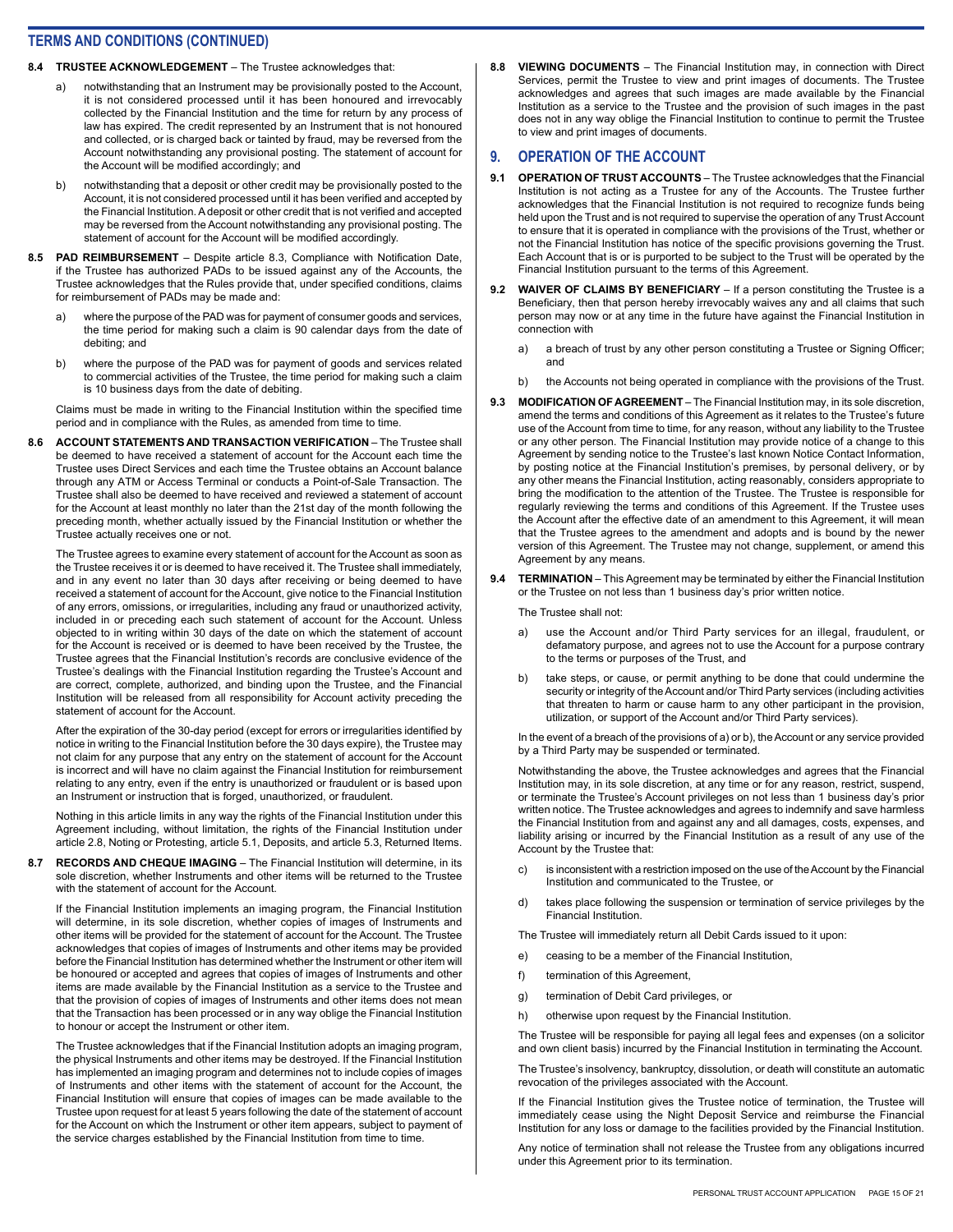## TERMS AND CONDITIONS (CONTINUED)

**8.4 TRUSTEE ACKNOWLEDGEMENT** – The Trustee acknowledges that:

a) notwithstanding that an Instrument may be provisionally posted to the Account, it is not considered processed until it has been honoured and irrevocably collected by the Financial Institution and the time for return by any process of law has expired. The credit represented by an Instrument that is not honoured and collected, or is charged back or tainted by fraud, may be reversed from the Account notwithstanding any provisional posting. The statement of account for the Account will be modified accordingly; and

b) notwithstanding that a deposit or other credit may be provisionally posted to the Account, it is not considered processed until it has been verified and accepted by the Financial Institution. A deposit or other credit that is not verified and accepted may be reversed from the Account notwithstanding any provisional posting. The statement of account for the Account will be modified accordingly.

**8.5 PAD REIMBURSEMENT** – Despite article 8.3, Compliance with Notification Date, if the Trustee has authorized PADs to be issued against any of the Accounts, the Trustee acknowledges that the Rules provide that, under specified conditions, claims for reimbursement of PADs may be made and:

a) where the purpose of the PAD was for payment of consumer goods and services, the time period for making such a claim is 90 calendar days from the date of debiting; and

b) where the purpose of the PAD was for payment of goods and services related to commercial activities of the Trustee, the time period for making such a claim is 10 business days from the date of debiting.

Claims must be made in writing to the Financial Institution within the specified time period and in compliance with the Rules, as amended from time to time.

**8.6 ACCOUNT STATEMENTS AND TRANSACTION VERIFICATION** – The Trustee shall be deemed to have received a statement of account for the Account each time the Trustee uses Direct Services and each time the Trustee obtains an Account balance through any ATM or Access Terminal or conducts a Point-of-Sale Transaction. The Trustee shall also be deemed to have received and reviewed a statement of account for the Account at least monthly no later than the 21st day of the month following the preceding month, whether actually issued by the Financial Institution or whether the Trustee actually receives one or not.

The Trustee agrees to examine every statement of account for the Account as soon as the Trustee receives it or is deemed to have received it. The Trustee shall immediately, and in any event no later than 30 days after receiving or being deemed to have received a statement of account for the Account, give notice to the Financial Institution of any errors, omissions, or irregularities, including any fraud or unauthorized activity, included in or preceding each such statement of account for the Account. Unless objected to in writing within 30 days of the date on which the statement of account for the Account is received or is deemed to have been received by the Trustee, the Trustee agrees that the Financial Institution's records are conclusive evidence of the Trustee's dealings with the Financial Institution regarding the Trustee's Account and are correct, complete, authorized, and binding upon the Trustee, and the Financial Institution will be released from all responsibility for Account activity preceding the statement of account for the Account.

After the expiration of the 30-day period (except for errors or irregularities identified by notice in writing to the Financial Institution before the 30 days expire), the Trustee may not claim for any purpose that any entry on the statement of account for the Account is incorrect and will have no claim against the Financial Institution for reimbursement relating to any entry, even if the entry is unauthorized or fraudulent or is based upon an Instrument or instruction that is forged, unauthorized, or fraudulent.

Nothing in this article limits in any way the rights of the Financial Institution under this Agreement including, without limitation, the rights of the Financial Institution under article 2.8, Noting or Protesting, article 5.1, Deposits, and article 5.3, Returned Items.

**8.7 RECORDS AND CHEQUE IMAGING** – The Financial Institution will determine, in its sole discretion, whether Instruments and other items will be returned to the Trustee with the statement of account for the Account.

If the Financial Institution implements an imaging program, the Financial Institution will determine, in its sole discretion, whether copies of images of Instruments and other items will be provided for the statement of account for the Account. The Trustee acknowledges that copies of images of Instruments and other items may be provided before the Financial Institution has determined whether the Instrument or other item will be honoured or accepted and agrees that copies of images of Instruments and other items are made available by the Financial Institution as a service to the Trustee and that the provision of copies of images of Instruments and other items does not mean that the Transaction has been processed or in any way oblige the Financial Institution to honour or accept the Instrument or other item.

The Trustee acknowledges that if the Financial Institution adopts an imaging program, the physical Instruments and other items may be destroyed. If the Financial Institution has implemented an imaging program and determines not to include copies of images of Instruments and other items with the statement of account for the Account, the Financial Institution will ensure that copies of images can be made available to the Trustee upon request for at least 5 years following the date of the statement of account for the Account on which the Instrument or other item appears, subject to payment of the service charges established by the Financial Institution from time to time.

**8.8 VIEWING DOCUMENTS** – The Financial Institution may, in connection with Direct Services, permit the Trustee to view and print images of documents. The Trustee acknowledges and agrees that such images are made available by the Financial Institution as a service to the Trustee and the provision of such images in the past does not in any way oblige the Financial Institution to continue to permit the Trustee to view and print images of documents.

## 9. OPERATION OF THE ACCOUNT

**9.1 OPERATION OF TRUST ACCOUNTS** – The Trustee acknowledges that the Financial Institution is not acting as a Trustee for any of the Accounts. The Trustee further acknowledges that the Financial Institution is not required to recognize funds being held upon the Trust and is not required to supervise the operation of any Trust Account to ensure that it is operated in compliance with the provisions of the Trust, whether or not the Financial Institution has notice of the specific provisions governing the Trust. Each Account that is or is purported to be subject to the Trust will be operated by the Financial Institution pursuant to the terms of this Agreement.

**9.2 WAIVER OF CLAIMS BY BENEFICIARY** – If a person constituting the Trustee is a Beneficiary, then that person hereby irrevocably waives any and all claims that such person may now or at any time in the future have against the Financial Institution in connection with

a) a breach of trust by any other person constituting a Trustee or Signing Officer; and

b) the Accounts not being operated in compliance with the provisions of the Trust.

**9.3 MODIFICATION OF AGREEMENT** – The Financial Institution may, in its sole discretion, amend the terms and conditions of this Agreement as it relates to the Trustee's future use of the Account from time to time, for any reason, without any liability to the Trustee or any other person. The Financial Institution may provide notice of a change to this Agreement by sending notice to the Trustee's last known Notice Contact Information, by posting notice at the Financial Institution's premises, by personal delivery, or by any other means the Financial Institution, acting reasonably, considers appropriate to bring the modification to the attention of the Trustee. The Trustee is responsible for regularly reviewing the terms and conditions of this Agreement. If the Trustee uses the Account after the effective date of an amendment to this Agreement, it will mean that the Trustee agrees to the amendment and adopts and is bound by the newer version of this Agreement. The Trustee may not change, supplement, or amend this Agreement by any means.

**9.4 TERMINATION** – This Agreement may be terminated by either the Financial Institution or the Trustee on not less than 1 business day's prior written notice.

The Trustee shall not:

a) use the Account and/or Third Party services for an illegal, fraudulent, or defamatory purpose, and agrees not to use the Account for a purpose contrary to the terms or purposes of the Trust, and

b) take steps, or cause, or permit anything to be done that could undermine the security or integrity of the Account and/or Third Party services (including activities that threaten to harm or cause harm to any other participant in the provision, utilization, or support of the Account and/or Third Party services).

In the event of a breach of the provisions of a) or b), the Account or any service provided by a Third Party may be suspended or terminated.

Notwithstanding the above, the Trustee acknowledges and agrees that the Financial Institution may, in its sole discretion, at any time or for any reason, restrict, suspend, or terminate the Trustee's Account privileges on not less than 1 business day's prior written notice. The Trustee acknowledges and agrees to indemnify and save harmless the Financial Institution from and against any and all damages, costs, expenses, and liability arising or incurred by the Financial Institution as a result of any use of the Account by the Trustee that:

c) is inconsistent with a restriction imposed on the use of the Account by the Financial Institution and communicated to the Trustee, or

d) takes place following the suspension or termination of service privileges by the Financial Institution.

The Trustee will immediately return all Debit Cards issued to it upon:

e) ceasing to be a member of the Financial Institution,

f) termination of this Agreement,

g) termination of Debit Card privileges, or

h) otherwise upon request by the Financial Institution.

The Trustee will be responsible for paying all legal fees and expenses (on a solicitor and own client basis) incurred by the Financial Institution in terminating the Account.

The Trustee's insolvency, bankruptcy, dissolution, or death will constitute an automatic revocation of the privileges associated with the Account.

If the Financial Institution gives the Trustee notice of termination, the Trustee will immediately cease using the Night Deposit Service and reimburse the Financial Institution for any loss or damage to the facilities provided by the Financial Institution.

Any notice of termination shall not release the Trustee from any obligations incurred under this Agreement prior to its termination.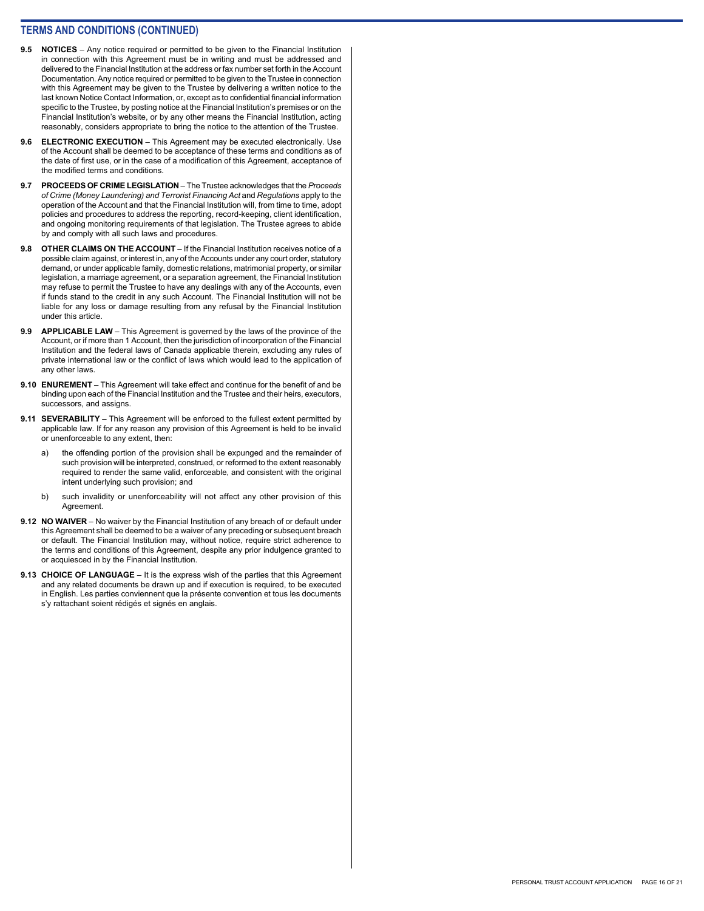## TERMS AND CONDITIONS (CONTINUED)

**9.5 NOTICES** – Any notice required or permitted to be given to the Financial Institution in connection with this Agreement must be in writing and must be addressed and delivered to the Financial Institution at the address or fax number set forth in the Account Documentation. Any notice required or permitted to be given to the Trustee in connection with this Agreement may be given to the Trustee by delivering a written notice to the last known Notice Contact Information, or, except as to confidential financial information specific to the Trustee, by posting notice at the Financial Institution's premises or on the Financial Institution's website, or by any other means the Financial Institution, acting reasonably, considers appropriate to bring the notice to the attention of the Trustee.

**9.6 ELECTRONIC EXECUTION** – This Agreement may be executed electronically. Use of the Account shall be deemed to be acceptance of these terms and conditions as of the date of first use, or in the case of a modification of this Agreement, acceptance of the modified terms and conditions.

**9.7 PROCEEDS OF CRIME LEGISLATION** – The Trustee acknowledges that the *Proceeds of Crime (Money Laundering) and Terrorist Financing Act* and *Regulations* apply to the operation of the Account and that the Financial Institution will, from time to time, adopt policies and procedures to address the reporting, record-keeping, client identification, and ongoing monitoring requirements of that legislation. The Trustee agrees to abide by and comply with all such laws and procedures.

**9.8 OTHER CLAIMS ON THE ACCOUNT** – If the Financial Institution receives notice of a possible claim against, or interest in, any of the Accounts under any court order, statutory demand, or under applicable family, domestic relations, matrimonial property, or similar legislation, a marriage agreement, or a separation agreement, the Financial Institution may refuse to permit the Trustee to have any dealings with any of the Accounts, even if funds stand to the credit in any such Account. The Financial Institution will not be liable for any loss or damage resulting from any refusal by the Financial Institution under this article.

**9.9 APPLICABLE LAW** – This Agreement is governed by the laws of the province of the Account, or if more than 1 Account, then the jurisdiction of incorporation of the Financial Institution and the federal laws of Canada applicable therein, excluding any rules of private international law or the conflict of laws which would lead to the application of any other laws.

**9.10 ENUREMENT** – This Agreement will take effect and continue for the benefit of and be binding upon each of the Financial Institution and the Trustee and their heirs, executors, successors, and assigns.

**9.11 SEVERABILITY** – This Agreement will be enforced to the fullest extent permitted by applicable law. If for any reason any provision of this Agreement is held to be invalid or unenforceable to any extent, then:

a) the offending portion of the provision shall be expunged and the remainder of such provision will be interpreted, construed, or reformed to the extent reasonably required to render the same valid, enforceable, and consistent with the original intent underlying such provision; and

b) such invalidity or unenforceability will not affect any other provision of this Agreement.

**9.12 NO WAIVER** – No waiver by the Financial Institution of any breach of or default under this Agreement shall be deemed to be a waiver of any preceding or subsequent breach or default. The Financial Institution may, without notice, require strict adherence to the terms and conditions of this Agreement, despite any prior indulgence granted to or acquiesced in by the Financial Institution.

**9.13 CHOICE OF LANGUAGE** – It is the express wish of the parties that this Agreement and any related documents be drawn up and if execution is required, to be executed in English. Les parties conviennent que la présente convention et tous les documents s'y rattachant soient rédigés et signés en anglais.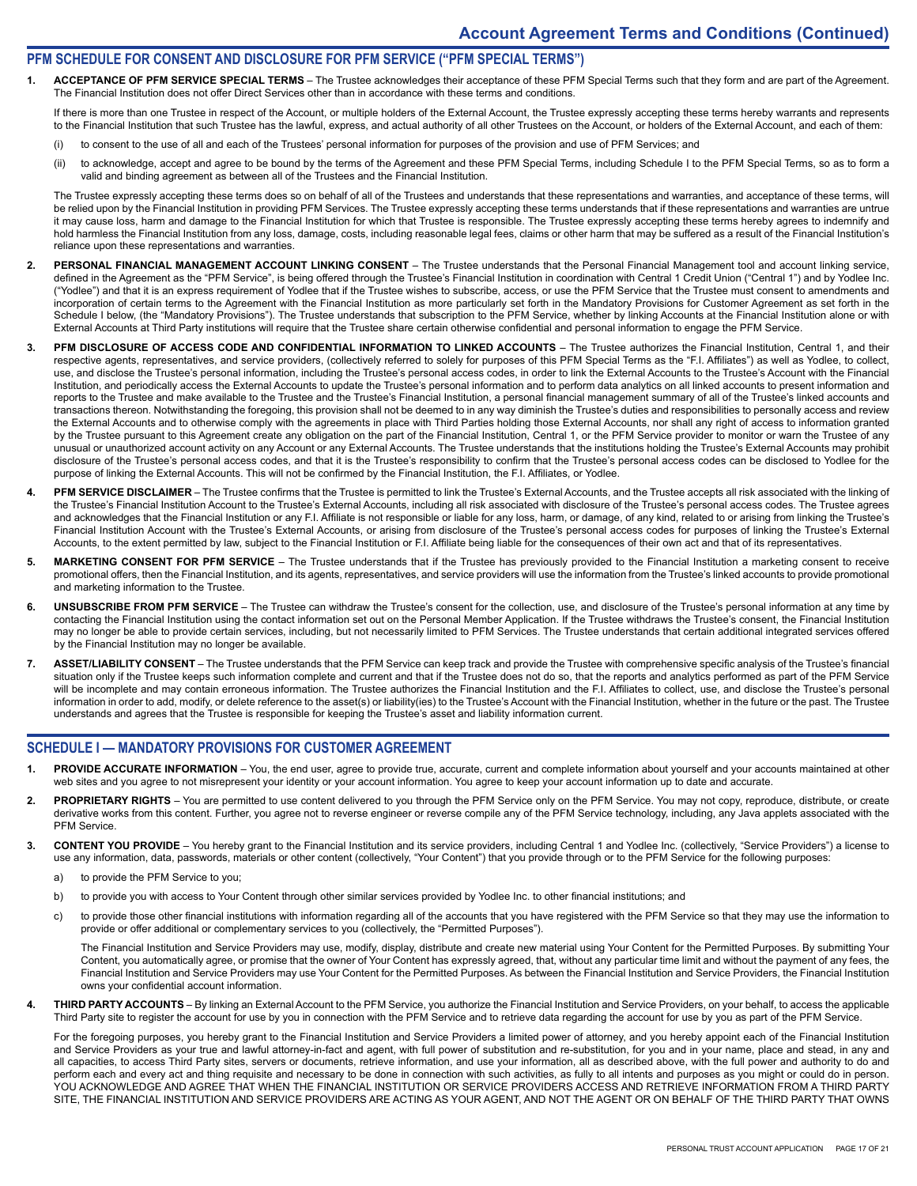# Account Agreement Terms and Conditions (Continued)

## PFM SCHEDULE FOR CONSENT AND DISCLOSURE FOR PFM SERVICE ("PFM SPECIAL TERMS")

1. **ACCEPTANCE OF PFM SERVICE SPECIAL TERMS** – The Trustee acknowledges their acceptance of these PFM Special Terms such that they form and are part of the Agreement. The Financial Institution does not offer Direct Services other than in accordance with these terms and conditions.

   If there is more than one Trustee in respect of the Account, or multiple holders of the External Account, the Trustee expressly accepting these terms hereby warrants and represents to the Financial Institution that such Trustee has the lawful, express, and actual authority of all other Trustees on the Account, or holders of the External Account, and each of them:

   (i) to consent to the use of all and each of the Trustees' personal information for purposes of the provision and use of PFM Services; and

   (ii) to acknowledge, accept and agree to be bound by the terms of the Agreement and these PFM Special Terms, including Schedule I to the PFM Special Terms, so as to form a valid and binding agreement as between all of the Trustees and the Financial Institution.

   The Trustee expressly accepting these terms does so on behalf of all of the Trustees and understands that these representations and warranties, and acceptance of these terms, will be relied upon by the Financial Institution in providing PFM Services. The Trustee expressly accepting these terms understands that if these representations and warranties are untrue it may cause loss, harm and damage to the Financial Institution for which that Trustee is responsible. The Trustee expressly accepting these terms hereby agrees to indemnify and hold harmless the Financial Institution from any loss, damage, costs, including reasonable legal fees, claims or other harm that may be suffered as a result of the Financial Institution's reliance upon these representations and warranties.

2. **PERSONAL FINANCIAL MANAGEMENT ACCOUNT LINKING CONSENT** – The Trustee understands that the Personal Financial Management tool and account linking service, defined in the Agreement as the "PFM Service", is being offered through the Trustee's Financial Institution in coordination with Central 1 Credit Union ("Central 1") and by Yodlee Inc. ("Yodlee") and that it is an express requirement of Yodlee that if the Trustee wishes to subscribe, access, or use the PFM Service that the Trustee must consent to amendments and incorporation of certain terms to the Agreement with the Financial Institution as more particularly set forth in the Mandatory Provisions for Customer Agreement as set forth in the Schedule I below, (the "Mandatory Provisions"). The Trustee understands that subscription to the PFM Service, whether by linking Accounts at the Financial Institution alone or with External Accounts at Third Party institutions will require that the Trustee share certain otherwise confidential and personal information to engage the PFM Service.

3. **PFM DISCLOSURE OF ACCESS CODE AND CONFIDENTIAL INFORMATION TO LINKED ACCOUNTS** – The Trustee authorizes the Financial Institution, Central 1, and their respective agents, representatives, and service providers, (collectively referred to solely for purposes of this PFM Special Terms as the "F.I. Affiliates") as well as Yodlee, to collect, use, and disclose the Trustee's personal information, including the Trustee's personal access codes, in order to link the External Accounts to the Trustee's Account with the Financial Institution, and periodically access the External Accounts to update the Trustee's personal information and to perform data analytics on all linked accounts to present information and reports to the Trustee and make available to the Trustee and the Trustee's Financial Institution, a personal financial management summary of all of the Trustee's linked accounts and transactions thereon. Notwithstanding the foregoing, this provision shall not be deemed to in any way diminish the Trustee's duties and responsibilities to personally access and review the External Accounts and to otherwise comply with the agreements in place with Third Parties holding those External Accounts, nor shall any right of access to information granted by the Trustee pursuant to this Agreement create any obligation on the part of the Financial Institution, Central 1, or the PFM Service provider to monitor or warn the Trustee of any unusual or unauthorized account activity on any Account or any External Accounts. The Trustee understands that the institutions holding the Trustee's External Accounts may prohibit disclosure of the Trustee's personal access codes, and that it is the Trustee's responsibility to confirm that the Trustee's personal access codes can be disclosed to Yodlee for the purpose of linking the External Accounts. This will not be confirmed by the Financial Institution, the F.I. Affiliates, or Yodlee.

4. **PFM SERVICE DISCLAIMER** – The Trustee confirms that the Trustee is permitted to link the Trustee's External Accounts, and the Trustee accepts all risk associated with the linking of the Trustee's Financial Institution Account to the Trustee's External Accounts, including all risk associated with disclosure of the Trustee's personal access codes. The Trustee agrees and acknowledges that the Financial Institution or any F.I. Affiliate is not responsible or liable for any loss, harm, or damage, of any kind, related to or arising from linking the Trustee's Financial Institution Account with the Trustee's External Accounts, or arising from disclosure of the Trustee's personal access codes for purposes of linking the Trustee's External Accounts, to the extent permitted by law, subject to the Financial Institution or F.I. Affiliate being liable for the consequences of their own act and that of its representatives.

5. **MARKETING CONSENT FOR PFM SERVICE** – The Trustee understands that if the Trustee has previously provided to the Financial Institution a marketing consent to receive promotional offers, then the Financial Institution, and its agents, representatives, and service providers will use the information from the Trustee's linked accounts to provide promotional and marketing information to the Trustee.

6. **UNSUBSCRIBE FROM PFM SERVICE** – The Trustee can withdraw the Trustee's consent for the collection, use, and disclosure of the Trustee's personal information at any time by contacting the Financial Institution using the contact information set out on the Personal Member Application. If the Trustee withdraws the Trustee's consent, the Financial Institution may no longer be able to provide certain services, including, but not necessarily limited to PFM Services. The Trustee understands that certain additional integrated services offered by the Financial Institution may no longer be available.

7. **ASSET/LIABILITY CONSENT** – The Trustee understands that the PFM Service can keep track and provide the Trustee with comprehensive specific analysis of the Trustee's financial situation only if the Trustee keeps such information complete and current and that if the Trustee does not do so, that the reports and analytics performed as part of the PFM Service will be incomplete and may contain erroneous information. The Trustee authorizes the Financial Institution and the F.I. Affiliates to collect, use, and disclose the Trustee's personal information in order to add, modify, or delete reference to the asset(s) or liability(ies) to the Trustee's Account with the Financial Institution, whether in the future or the past. The Trustee understands and agrees that the Trustee is responsible for keeping the Trustee's asset and liability information current.

## SCHEDULE I — MANDATORY PROVISIONS FOR CUSTOMER AGREEMENT

1. **PROVIDE ACCURATE INFORMATION** – You, the end user, agree to provide true, accurate, current and complete information about yourself and your accounts maintained at other web sites and you agree to not misrepresent your identity or your account information. You agree to keep your account information up to date and accurate.

2. **PROPRIETARY RIGHTS** – You are permitted to use content delivered to you through the PFM Service only on the PFM Service. You may not copy, reproduce, distribute, or create derivative works from this content. Further, you agree not to reverse engineer or reverse compile any of the PFM Service technology, including, any Java applets associated with the PFM Service.

3. **CONTENT YOU PROVIDE** – You hereby grant to the Financial Institution and its service providers, including Central 1 and Yodlee Inc. (collectively, "Service Providers") a license to use any information, data, passwords, materials or other content (collectively, "Your Content") that you provide through or to the PFM Service for the following purposes:

   a) to provide the PFM Service to you;

   b) to provide you with access to Your Content through other similar services provided by Yodlee Inc. to other financial institutions; and

   c) to provide those other financial institutions with information regarding all of the accounts that you have registered with the PFM Service so that they may use the information to provide or offer additional or complementary services to you (collectively, the "Permitted Purposes").

   The Financial Institution and Service Providers may use, modify, display, distribute and create new material using Your Content for the Permitted Purposes. By submitting Your Content, you automatically agree, or promise that the owner of Your Content has expressly agreed, that, without any particular time limit and without the payment of any fees, the Financial Institution and Service Providers may use Your Content for the Permitted Purposes. As between the Financial Institution and Service Providers, the Financial Institution owns your confidential account information.

4. **THIRD PARTY ACCOUNTS** – By linking an External Account to the PFM Service, you authorize the Financial Institution and Service Providers, on your behalf, to access the applicable Third Party site to register the account for use by you in connection with the PFM Service and to retrieve data regarding the account for use by you as part of the PFM Service.

   For the foregoing purposes, you hereby grant to the Financial Institution and Service Providers a limited power of attorney, and you hereby appoint each of the Financial Institution and Service Providers as your true and lawful attorney-in-fact and agent, with full power of substitution and re-substitution, for you and in your name, place and stead, in any and all capacities, to access Third Party sites, servers or documents, retrieve information, and use your information, all as described above, with the full power and authority to do and perform each and every act and thing requisite and necessary to be done in connection with such activities, as fully to all intents and purposes as you might or could do in person. YOU ACKNOWLEDGE AND AGREE THAT WHEN THE FINANCIAL INSTITUTION OR SERVICE PROVIDERS ACCESS AND RETRIEVE INFORMATION FROM A THIRD PARTY SITE, THE FINANCIAL INSTITUTION AND SERVICE PROVIDERS ARE ACTING AS YOUR AGENT, AND NOT THE AGENT OR ON BEHALF OF THE THIRD PARTY THAT OWNS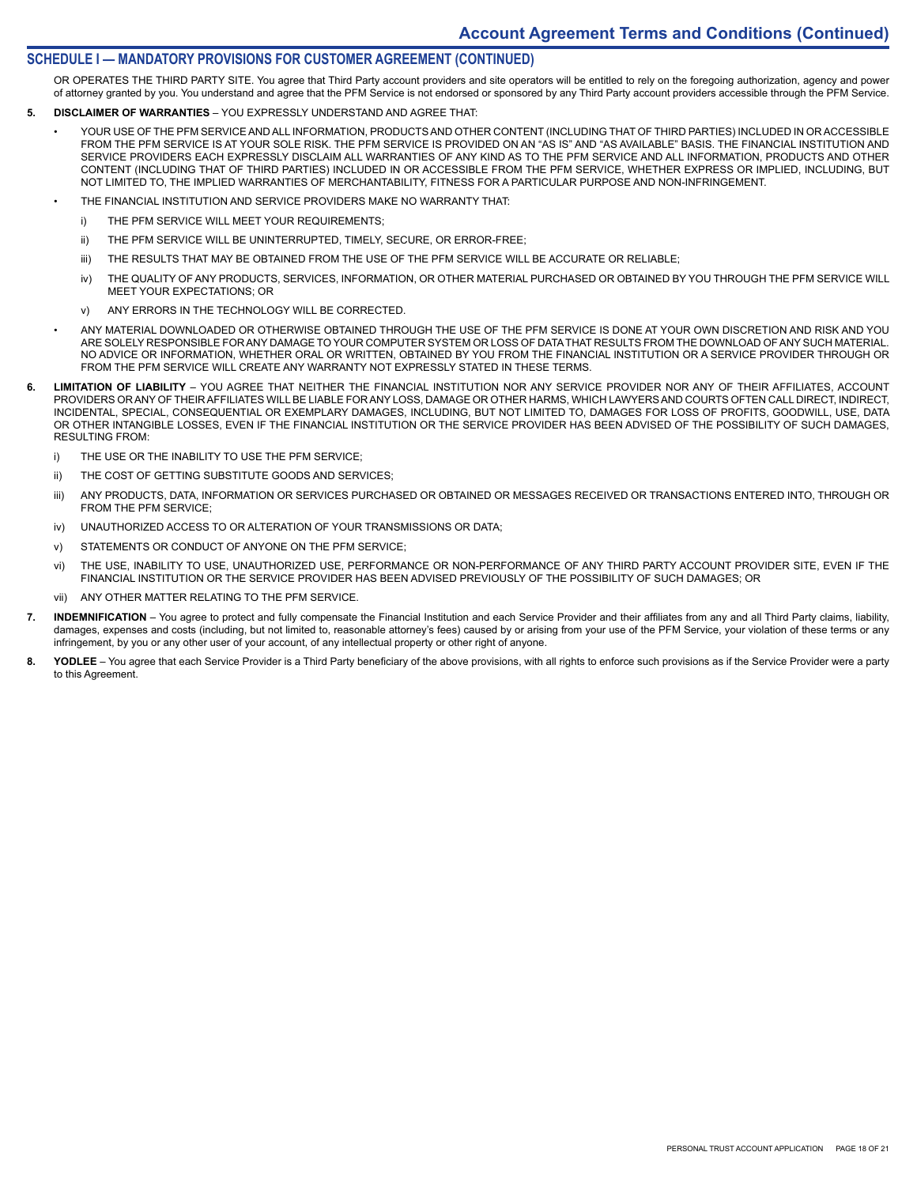## SCHEDULE I — MANDATORY PROVISIONS FOR CUSTOMER AGREEMENT (CONTINUED)

OR OPERATES THE THIRD PARTY SITE. You agree that Third Party account providers and site operators will be entitled to rely on the foregoing authorization, agency and power of attorney granted by you. You understand and agree that the PFM Service is not endorsed or sponsored by any Third Party account providers accessible through the PFM Service.

**5. DISCLAIMER OF WARRANTIES** – YOU EXPRESSLY UNDERSTAND AND AGREE THAT:

- YOUR USE OF THE PFM SERVICE AND ALL INFORMATION, PRODUCTS AND OTHER CONTENT (INCLUDING THAT OF THIRD PARTIES) INCLUDED IN OR ACCESSIBLE FROM THE PFM SERVICE IS AT YOUR SOLE RISK. THE PFM SERVICE IS PROVIDED ON AN "AS IS" AND "AS AVAILABLE" BASIS. THE FINANCIAL INSTITUTION AND SERVICE PROVIDERS EACH EXPRESSLY DISCLAIM ALL WARRANTIES OF ANY KIND AS TO THE PFM SERVICE AND ALL INFORMATION, PRODUCTS AND OTHER CONTENT (INCLUDING THAT OF THIRD PARTIES) INCLUDED IN OR ACCESSIBLE FROM THE PFM SERVICE, WHETHER EXPRESS OR IMPLIED, INCLUDING, BUT NOT LIMITED TO, THE IMPLIED WARRANTIES OF MERCHANTABILITY, FITNESS FOR A PARTICULAR PURPOSE AND NON-INFRINGEMENT.
- THE FINANCIAL INSTITUTION AND SERVICE PROVIDERS MAKE NO WARRANTY THAT:
  - i) THE PFM SERVICE WILL MEET YOUR REQUIREMENTS;
  - ii) THE PFM SERVICE WILL BE UNINTERRUPTED, TIMELY, SECURE, OR ERROR-FREE;
  - iii) THE RESULTS THAT MAY BE OBTAINED FROM THE USE OF THE PFM SERVICE WILL BE ACCURATE OR RELIABLE;
  - iv) THE QUALITY OF ANY PRODUCTS, SERVICES, INFORMATION, OR OTHER MATERIAL PURCHASED OR OBTAINED BY YOU THROUGH THE PFM SERVICE WILL MEET YOUR EXPECTATIONS; OR
  - v) ANY ERRORS IN THE TECHNOLOGY WILL BE CORRECTED.
- ANY MATERIAL DOWNLOADED OR OTHERWISE OBTAINED THROUGH THE USE OF THE PFM SERVICE IS DONE AT YOUR OWN DISCRETION AND RISK AND YOU ARE SOLELY RESPONSIBLE FOR ANY DAMAGE TO YOUR COMPUTER SYSTEM OR LOSS OF DATA THAT RESULTS FROM THE DOWNLOAD OF ANY SUCH MATERIAL. NO ADVICE OR INFORMATION, WHETHER ORAL OR WRITTEN, OBTAINED BY YOU FROM THE FINANCIAL INSTITUTION OR A SERVICE PROVIDER THROUGH OR FROM THE PFM SERVICE WILL CREATE ANY WARRANTY NOT EXPRESSLY STATED IN THESE TERMS.

**6. LIMITATION OF LIABILITY** – YOU AGREE THAT NEITHER THE FINANCIAL INSTITUTION NOR ANY SERVICE PROVIDER NOR ANY OF THEIR AFFILIATES, ACCOUNT PROVIDERS OR ANY OF THEIR AFFILIATES WILL BE LIABLE FOR ANY LOSS, DAMAGE OR OTHER HARMS, WHICH LAWYERS AND COURTS OFTEN CALL DIRECT, INDIRECT, INCIDENTAL, SPECIAL, CONSEQUENTIAL OR EXEMPLARY DAMAGES, INCLUDING, BUT NOT LIMITED TO, DAMAGES FOR LOSS OF PROFITS, GOODWILL, USE, DATA OR OTHER INTANGIBLE LOSSES, EVEN IF THE FINANCIAL INSTITUTION OR THE SERVICE PROVIDER HAS BEEN ADVISED OF THE POSSIBILITY OF SUCH DAMAGES, RESULTING FROM:

- i) THE USE OR THE INABILITY TO USE THE PFM SERVICE;
- ii) THE COST OF GETTING SUBSTITUTE GOODS AND SERVICES;
- iii) ANY PRODUCTS, DATA, INFORMATION OR SERVICES PURCHASED OR OBTAINED OR MESSAGES RECEIVED OR TRANSACTIONS ENTERED INTO, THROUGH OR FROM THE PFM SERVICE;
- iv) UNAUTHORIZED ACCESS TO OR ALTERATION OF YOUR TRANSMISSIONS OR DATA;
- v) STATEMENTS OR CONDUCT OF ANYONE ON THE PFM SERVICE;
- vi) THE USE, INABILITY TO USE, UNAUTHORIZED USE, PERFORMANCE OR NON-PERFORMANCE OF ANY THIRD PARTY ACCOUNT PROVIDER SITE, EVEN IF THE FINANCIAL INSTITUTION OR THE SERVICE PROVIDER HAS BEEN ADVISED PREVIOUSLY OF THE POSSIBILITY OF SUCH DAMAGES; OR
- vii) ANY OTHER MATTER RELATING TO THE PFM SERVICE.

**7. INDEMNIFICATION** – You agree to protect and fully compensate the Financial Institution and each Service Provider and their affiliates from any and all Third Party claims, liability, damages, expenses and costs (including, but not limited to, reasonable attorney's fees) caused by or arising from your use of the PFM Service, your violation of these terms or any infringement, by you or any other user of your account, of any intellectual property or other right of anyone.

**8. YODLEE** – You agree that each Service Provider is a Third Party beneficiary of the above provisions, with all rights to enforce such provisions as if the Service Provider were a party to this Agreement.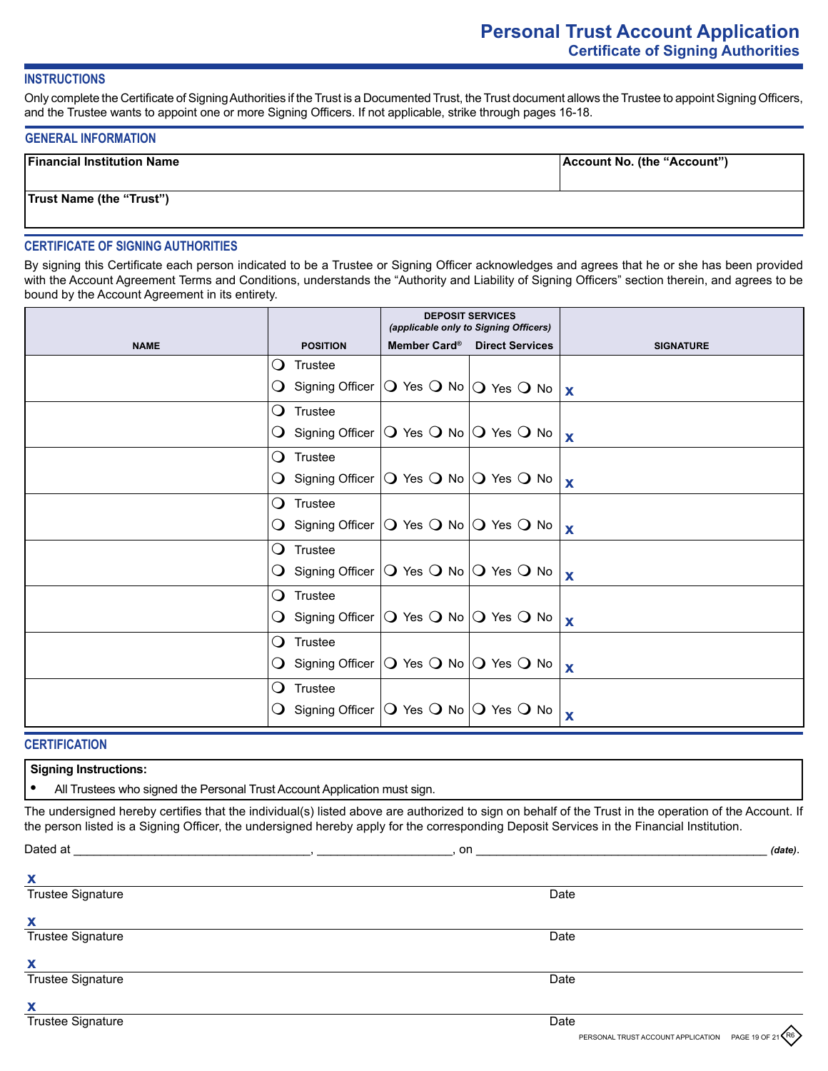# Personal Trust Account Application

## Certificate of Signing Authorities

### INSTRUCTIONS

Only complete the Certificate of Signing Authorities if the Trust is a Documented Trust, the Trust document allows the Trustee to appoint Signing Officers, and the Trustee wants to appoint one or more Signing Officers. If not applicable, strike through pages 16-18.

### GENERAL INFORMATION

| Financial Institution Name | Account No. (the "Account") |
|---|---|
| | |
| **Trust Name (the "Trust")** | |
| | |

### CERTIFICATE OF SIGNING AUTHORITIES

By signing this Certificate each person indicated to be a Trustee or Signing Officer acknowledges and agrees that he or she has been provided with the Account Agreement Terms and Conditions, understands the "Authority and Liability of Signing Officers" section therein, and agrees to be bound by the Account Agreement in its entirety.

| NAME | POSITION | DEPOSIT SERVICES *(applicable only to Signing Officers)* | | SIGNATURE |
|---|---|---|---|---|
| | | Member Card® | Direct Services | |
| | ❍ Trustee ❍ Signing Officer | ❍ Yes ❍ No | ❍ Yes ❍ No | x |
| | ❍ Trustee ❍ Signing Officer | ❍ Yes ❍ No | ❍ Yes ❍ No | x |
| | ❍ Trustee ❍ Signing Officer | ❍ Yes ❍ No | ❍ Yes ❍ No | x |
| | ❍ Trustee ❍ Signing Officer | ❍ Yes ❍ No | ❍ Yes ❍ No | x |
| | ❍ Trustee ❍ Signing Officer | ❍ Yes ❍ No | ❍ Yes ❍ No | x |
| | ❍ Trustee ❍ Signing Officer | ❍ Yes ❍ No | ❍ Yes ❍ No | x |
| | ❍ Trustee ❍ Signing Officer | ❍ Yes ❍ No | ❍ Yes ❍ No | x |
| | ❍ Trustee ❍ Signing Officer | ❍ Yes ❍ No | ❍ Yes ❍ No | x |

### CERTIFICATION

**Signing Instructions:**

- All Trustees who signed the Personal Trust Account Application must sign.

The undersigned hereby certifies that the individual(s) listed above are authorized to sign on behalf of the Trust in the operation of the Account. If the person listed is a Signing Officer, the undersigned hereby apply for the corresponding Deposit Services in the Financial Institution.

Dated at ________________________________, __________________, on ________________________________________ *(date)*.

x
Trustee Signature  Date

x
Trustee Signature  Date

x
Trustee Signature  Date

x
Trustee Signature  Date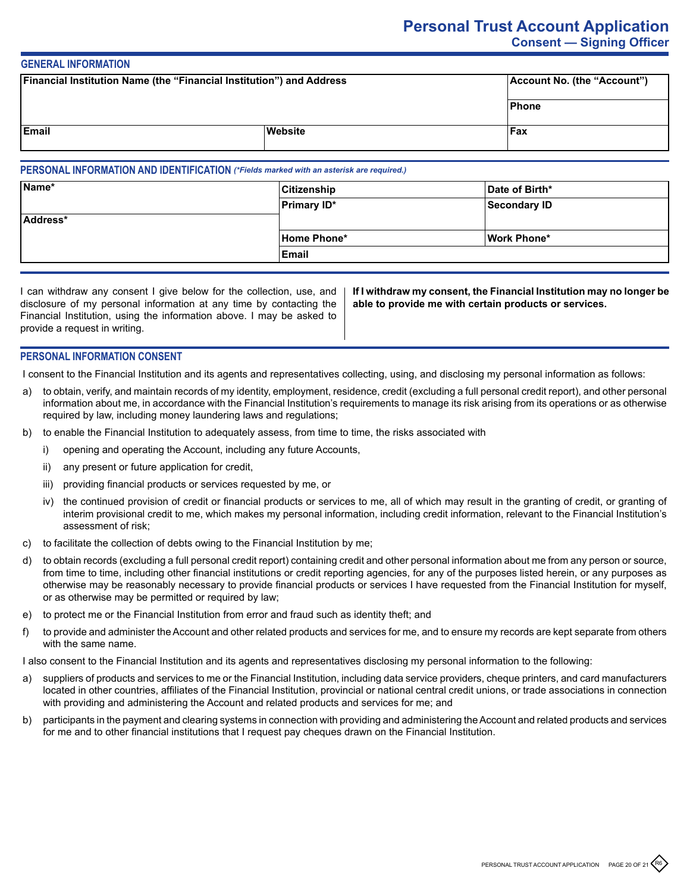# Personal Trust Account Application

## Consent — Signing Officer

### GENERAL INFORMATION

| Financial Institution Name (the "Financial Institution") and Address | | Account No. (the "Account") |
|---|---|---|
| | | Phone |
| Email | Website | Fax |

### PERSONAL INFORMATION AND IDENTIFICATION *(*Fields marked with an asterisk are required.)*

| Name* | Citizenship | Date of Birth* |
|---|---|---|
| | Primary ID* | Secondary ID |
| Address* | | |
| | Home Phone* | Work Phone* |
| | Email | |

I can withdraw any consent I give below for the collection, use, and disclosure of my personal information at any time by contacting the Financial Institution, using the information above. I may be asked to provide a request in writing.

**If I withdraw my consent, the Financial Institution may no longer be able to provide me with certain products or services.**

### PERSONAL INFORMATION CONSENT

I consent to the Financial Institution and its agents and representatives collecting, using, and disclosing my personal information as follows:

a) to obtain, verify, and maintain records of my identity, employment, residence, credit (excluding a full personal credit report), and other personal information about me, in accordance with the Financial Institution's requirements to manage its risk arising from its operations or as otherwise required by law, including money laundering laws and regulations;

b) to enable the Financial Institution to adequately assess, from time to time, the risks associated with

   i) opening and operating the Account, including any future Accounts,

   ii) any present or future application for credit,

   iii) providing financial products or services requested by me, or

   iv) the continued provision of credit or financial products or services to me, all of which may result in the granting of credit, or granting of interim provisional credit to me, which makes my personal information, including credit information, relevant to the Financial Institution's assessment of risk;

c) to facilitate the collection of debts owing to the Financial Institution by me;

d) to obtain records (excluding a full personal credit report) containing credit and other personal information about me from any person or source, from time to time, including other financial institutions or credit reporting agencies, for any of the purposes listed herein, or any purposes as otherwise may be reasonably necessary to provide financial products or services I have requested from the Financial Institution for myself, or as otherwise may be permitted or required by law;

e) to protect me or the Financial Institution from error and fraud such as identity theft; and

f) to provide and administer the Account and other related products and services for me, and to ensure my records are kept separate from others with the same name.

I also consent to the Financial Institution and its agents and representatives disclosing my personal information to the following:

a) suppliers of products and services to me or the Financial Institution, including data service providers, cheque printers, and card manufacturers located in other countries, affiliates of the Financial Institution, provincial or national central credit unions, or trade associations in connection with providing and administering the Account and related products and services for me; and

b) participants in the payment and clearing systems in connection with providing and administering the Account and related products and services for me and to other financial institutions that I request pay cheques drawn on the Financial Institution.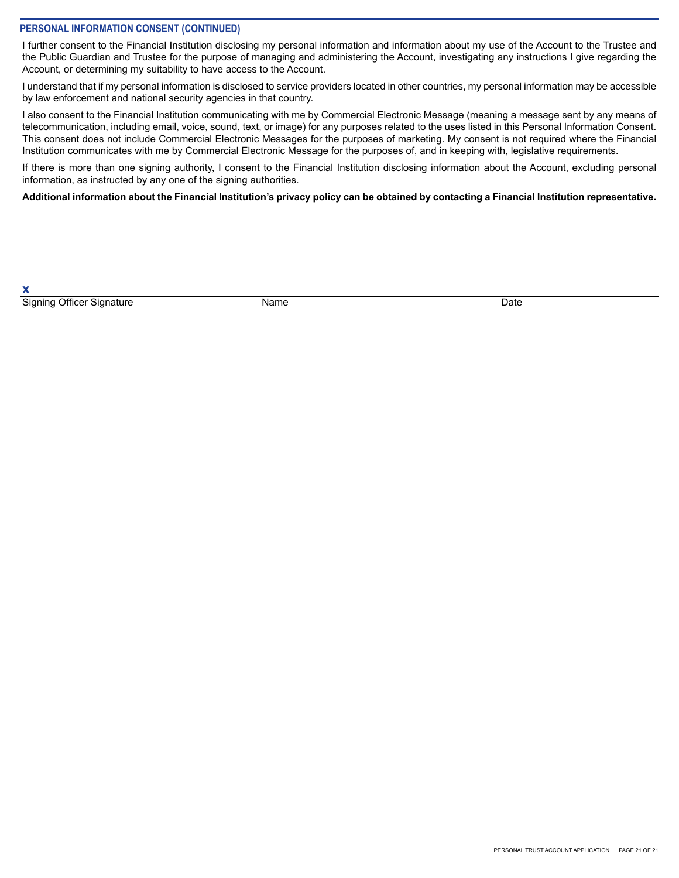## PERSONAL INFORMATION CONSENT (CONTINUED)

I further consent to the Financial Institution disclosing my personal information and information about my use of the Account to the Trustee and the Public Guardian and Trustee for the purpose of managing and administering the Account, investigating any instructions I give regarding the Account, or determining my suitability to have access to the Account.

I understand that if my personal information is disclosed to service providers located in other countries, my personal information may be accessible by law enforcement and national security agencies in that country.

I also consent to the Financial Institution communicating with me by Commercial Electronic Message (meaning a message sent by any means of telecommunication, including email, voice, sound, text, or image) for any purposes related to the uses listed in this Personal Information Consent. This consent does not include Commercial Electronic Messages for the purposes of marketing. My consent is not required where the Financial Institution communicates with me by Commercial Electronic Message for the purposes of, and in keeping with, legislative requirements.

If there is more than one signing authority, I consent to the Financial Institution disclosing information about the Account, excluding personal information, as instructed by any one of the signing authorities.

**Additional information about the Financial Institution's privacy policy can be obtained by contacting a Financial Institution representative.**

x

Signing Officer Signature &nbsp;&nbsp;&nbsp;&nbsp; Name &nbsp;&nbsp;&nbsp;&nbsp; Date